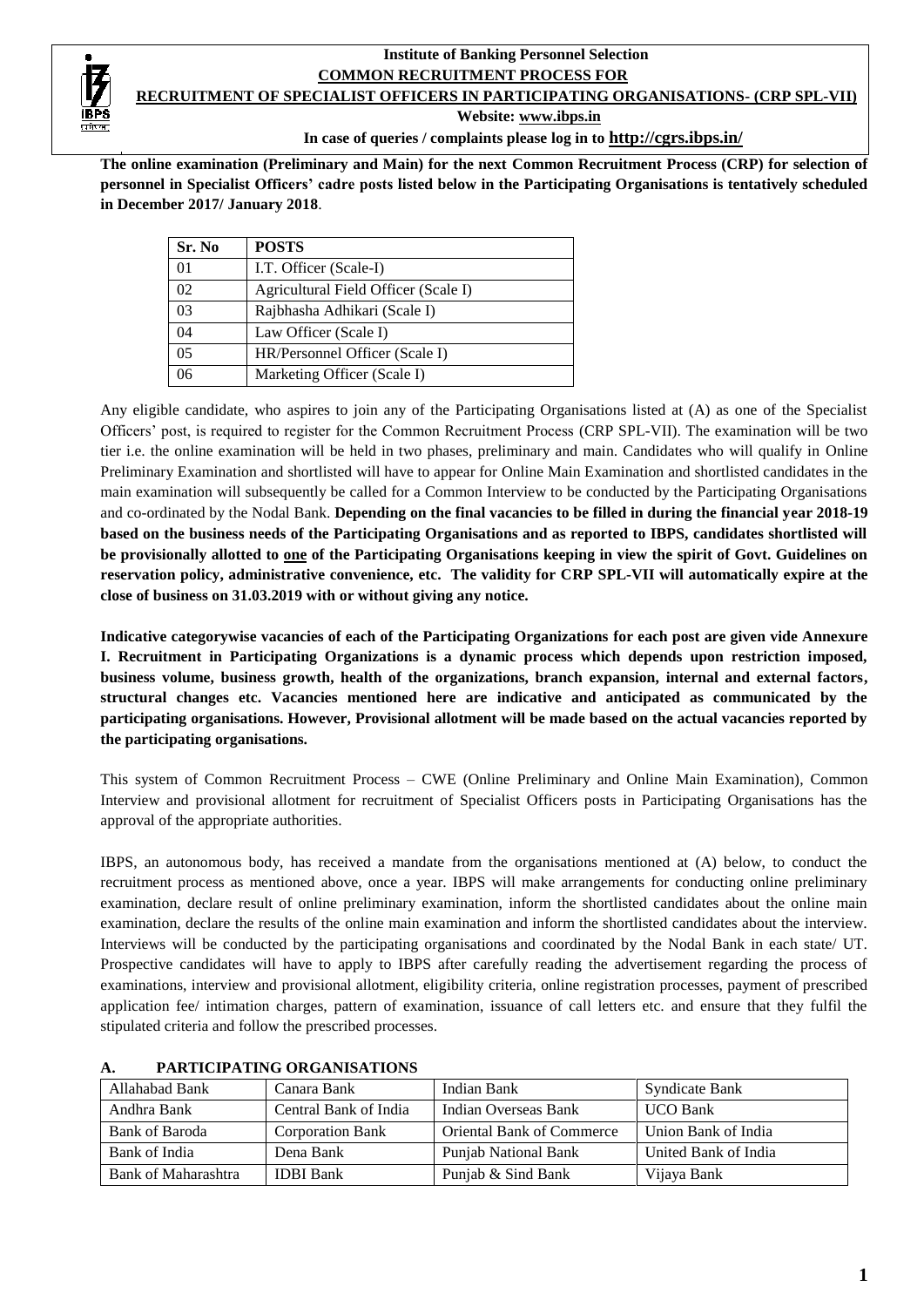**Institute of Banking Personnel Selection**

**COMMON RECRUITMENT PROCESS FOR**

**RECRUITMENT OF SPECIALIST OFFICERS IN PARTICIPATING ORGANISATIONS- (CRP SPL-VII)**

**Website: www.ibps.in**

**In case of queries / complaints please log in to http://cgrs.ibps.in/**

**The online examination (Preliminary and Main) for the next Common Recruitment Process (CRP) for selection of personnel in Specialist Officers' cadre posts listed below in the Participating Organisations is tentatively scheduled in December 2017/ January 2018**.

| Sr. No | POSTS |
|---|---|
| 01 | I.T. Officer (Scale-I) |
| 02 | Agricultural Field Officer (Scale I) |
| 03 | Rajbhasha Adhikari (Scale I) |
| 04 | Law Officer (Scale I) |
| 05 | HR/Personnel Officer (Scale I) |
| 06 | Marketing Officer (Scale I) |

Any eligible candidate, who aspires to join any of the Participating Organisations listed at (A) as one of the Specialist Officers' post, is required to register for the Common Recruitment Process (CRP SPL-VII). The examination will be two tier i.e. the online examination will be held in two phases, preliminary and main. Candidates who will qualify in Online Preliminary Examination and shortlisted will have to appear for Online Main Examination and shortlisted candidates in the main examination will subsequently be called for a Common Interview to be conducted by the Participating Organisations and co-ordinated by the Nodal Bank. **Depending on the final vacancies to be filled in during the financial year 2018-19 based on the business needs of the Participating Organisations and as reported to IBPS, candidates shortlisted will be provisionally allotted to one of the Participating Organisations keeping in view the spirit of Govt. Guidelines on reservation policy, administrative convenience, etc. The validity for CRP SPL-VII will automatically expire at the close of business on 31.03.2019 with or without giving any notice.**

**Indicative categorywise vacancies of each of the Participating Organizations for each post are given vide Annexure I. Recruitment in Participating Organizations is a dynamic process which depends upon restriction imposed, business volume, business growth, health of the organizations, branch expansion, internal and external factors, structural changes etc. Vacancies mentioned here are indicative and anticipated as communicated by the participating organisations. However, Provisional allotment will be made based on the actual vacancies reported by the participating organisations.**

This system of Common Recruitment Process – CWE (Online Preliminary and Online Main Examination), Common Interview and provisional allotment for recruitment of Specialist Officers posts in Participating Organisations has the approval of the appropriate authorities.

IBPS, an autonomous body, has received a mandate from the organisations mentioned at (A) below, to conduct the recruitment process as mentioned above, once a year. IBPS will make arrangements for conducting online preliminary examination, declare result of online preliminary examination, inform the shortlisted candidates about the online main examination, declare the results of the online main examination and inform the shortlisted candidates about the interview. Interviews will be conducted by the participating organisations and coordinated by the Nodal Bank in each state/ UT. Prospective candidates will have to apply to IBPS after carefully reading the advertisement regarding the process of examinations, interview and provisional allotment, eligibility criteria, online registration processes, payment of prescribed application fee/ intimation charges, pattern of examination, issuance of call letters etc. and ensure that they fulfil the stipulated criteria and follow the prescribed processes.

## A. PARTICIPATING ORGANISATIONS

| | | | |
|---|---|---|---|
| Allahabad Bank | Canara Bank | Indian Bank | Syndicate Bank |
| Andhra Bank | Central Bank of India | Indian Overseas Bank | UCO Bank |
| Bank of Baroda | Corporation Bank | Oriental Bank of Commerce | Union Bank of India |
| Bank of India | Dena Bank | Punjab National Bank | United Bank of India |
| Bank of Maharashtra | IDBI Bank | Punjab & Sind Bank | Vijaya Bank |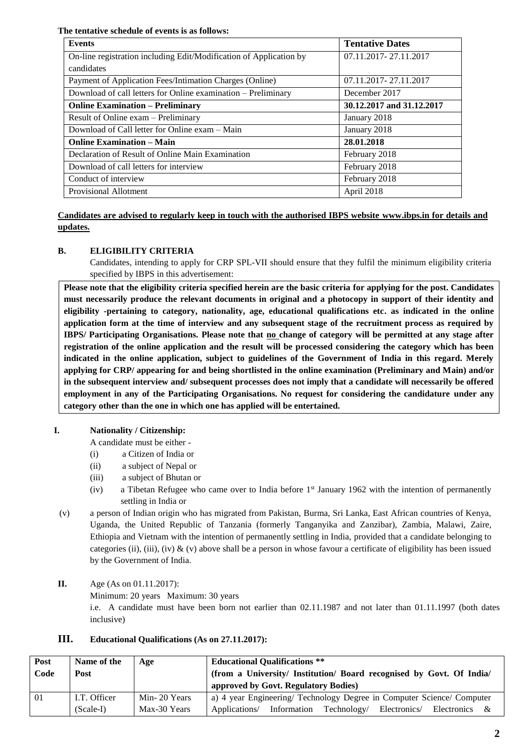**The tentative schedule of events is as follows:**

| Events | Tentative Dates |
|---|---|
| On-line registration including Edit/Modification of Application by candidates | 07.11.2017- 27.11.2017 |
| Payment of Application Fees/Intimation Charges (Online) | 07.11.2017- 27.11.2017 |
| Download of call letters for Online examination – Preliminary | December 2017 |
| **Online Examination – Preliminary** | **30.12.2017 and 31.12.2017** |
| Result of Online exam – Preliminary | January 2018 |
| Download of Call letter for Online exam – Main | January 2018 |
| **Online Examination – Main** | **28.01.2018** |
| Declaration of Result of Online Main Examination | February 2018 |
| Download of call letters for interview | February 2018 |
| Conduct of interview | February 2018 |
| Provisional Allotment | April 2018 |

**Candidates are advised to regularly keep in touch with the authorised IBPS website www.ibps.in for details and updates.**

## B. ELIGIBILITY CRITERIA

Candidates, intending to apply for CRP SPL-VII should ensure that they fulfil the minimum eligibility criteria specified by IBPS in this advertisement:

**Please note that the eligibility criteria specified herein are the basic criteria for applying for the post. Candidates must necessarily produce the relevant documents in original and a photocopy in support of their identity and eligibility -pertaining to category, nationality, age, educational qualifications etc. as indicated in the online application form at the time of interview and any subsequent stage of the recruitment process as required by IBPS/ Participating Organisations. Please note that no change of category will be permitted at any stage after registration of the online application and the result will be processed considering the category which has been indicated in the online application, subject to guidelines of the Government of India in this regard. Merely applying for CRP/ appearing for and being shortlisted in the online examination (Preliminary and Main) and/or in the subsequent interview and/ subsequent processes does not imply that a candidate will necessarily be offered employment in any of the Participating Organisations. No request for considering the candidature under any category other than the one in which one has applied will be entertained.**

### I. Nationality / Citizenship:

A candidate must be either -

(i) a Citizen of India or

(ii) a subject of Nepal or

(iii) a subject of Bhutan or

(iv) a Tibetan Refugee who came over to India before 1st January 1962 with the intention of permanently settling in India or

(v) a person of Indian origin who has migrated from Pakistan, Burma, Sri Lanka, East African countries of Kenya, Uganda, the United Republic of Tanzania (formerly Tanganyika and Zanzibar), Zambia, Malawi, Zaire, Ethiopia and Vietnam with the intention of permanently settling in India, provided that a candidate belonging to categories (ii), (iii), (iv) & (v) above shall be a person in whose favour a certificate of eligibility has been issued by the Government of India.

### II. Age (As on 01.11.2017):

Minimum: 20 years Maximum: 30 years

i.e. A candidate must have been born not earlier than 02.11.1987 and not later than 01.11.1997 (both dates inclusive)

### III. Educational Qualifications (As on 27.11.2017):

| Post Code | Name of the Post | Age | Educational Qualifications ** (from a University/ Institution/ Board recognised by Govt. Of India/ approved by Govt. Regulatory Bodies) |
|---|---|---|---|
| 01 | I.T. Officer (Scale-I) | Min- 20 Years Max-30 Years | a) 4 year Engineering/ Technology Degree in Computer Science/ Computer Applications/ Information Technology/ Electronics/ Electronics & |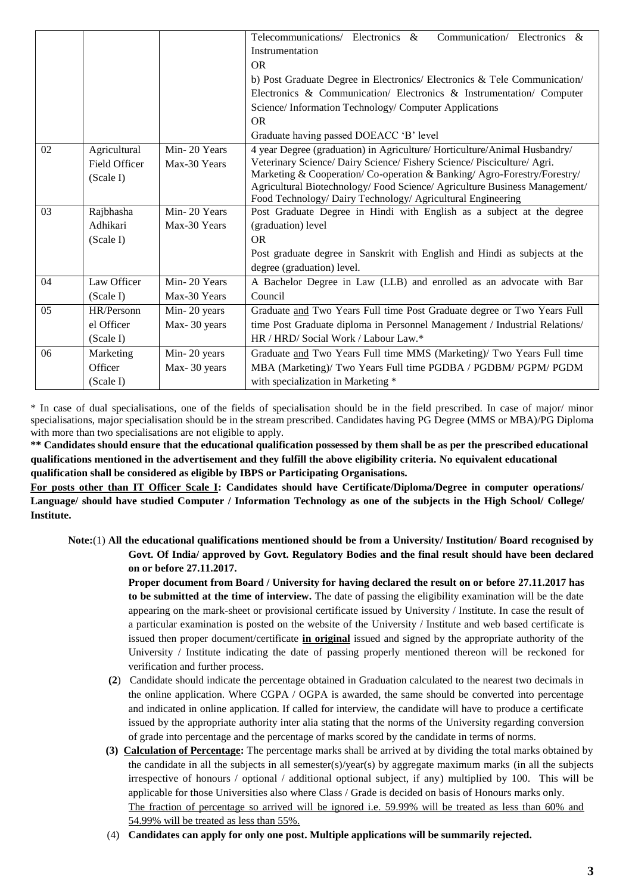| | | | Telecommunications/ Electronics & Communication/ Electronics & Instrumentation<br>OR<br>b) Post Graduate Degree in Electronics/ Electronics & Tele Communication/ Electronics & Communication/ Electronics & Instrumentation/ Computer Science/ Information Technology/ Computer Applications<br>OR<br>Graduate having passed DOEACC 'B' level |
|---|---|---|---|
| 02 | Agricultural Field Officer (Scale I) | Min- 20 Years<br>Max-30 Years | 4 year Degree (graduation) in Agriculture/ Horticulture/Animal Husbandry/ Veterinary Science/ Dairy Science/ Fishery Science/ Pisciculture/ Agri. Marketing & Cooperation/ Co-operation & Banking/ Agro-Forestry/Forestry/ Agricultural Biotechnology/ Food Science/ Agriculture Business Management/ Food Technology/ Dairy Technology/ Agricultural Engineering |
| 03 | Rajbhasha Adhikari (Scale I) | Min- 20 Years<br>Max-30 Years | Post Graduate Degree in Hindi with English as a subject at the degree (graduation) level<br>OR<br>Post graduate degree in Sanskrit with English and Hindi as subjects at the degree (graduation) level. |
| 04 | Law Officer (Scale I) | Min- 20 Years<br>Max-30 Years | A Bachelor Degree in Law (LLB) and enrolled as an advocate with Bar Council |
| 05 | HR/Personnel Officer (Scale I) | Min- 20 years<br>Max- 30 years | Graduate and Two Years Full time Post Graduate degree or Two Years Full time Post Graduate diploma in Personnel Management / Industrial Relations/ HR / HRD/ Social Work / Labour Law.* |
| 06 | Marketing Officer (Scale I) | Min- 20 years<br>Max- 30 years | Graduate and Two Years Full time MMS (Marketing)/ Two Years Full time MBA (Marketing)/ Two Years Full time PGDBA / PGDBM/ PGPM/ PGDM with specialization in Marketing * |

* In case of dual specialisations, one of the fields of specialisation should be in the field prescribed. In case of major/ minor specialisations, major specialisation should be in the stream prescribed. Candidates having PG Degree (MMS or MBA)/PG Diploma with more than two specialisations are not eligible to apply.

**** Candidates should ensure that the educational qualification possessed by them shall be as per the prescribed educational qualifications mentioned in the advertisement and they fulfill the above eligibility criteria. No equivalent educational qualification shall be considered as eligible by IBPS or Participating Organisations.**

**For posts other than IT Officer Scale I: Candidates should have Certificate/Diploma/Degree in computer operations/ Language/ should have studied Computer / Information Technology as one of the subjects in the High School/ College/ Institute.**

**Note:**(1) **All the educational qualifications mentioned should be from a University/ Institution/ Board recognised by Govt. Of India/ approved by Govt. Regulatory Bodies and the final result should have been declared on or before 27.11.2017.**

**Proper document from Board / University for having declared the result on or before 27.11.2017 has to be submitted at the time of interview.** The date of passing the eligibility examination will be the date appearing on the mark-sheet or provisional certificate issued by University / Institute. In case the result of a particular examination is posted on the website of the University / Institute and web based certificate is issued then proper document/certificate **in original** issued and signed by the appropriate authority of the University / Institute indicating the date of passing properly mentioned thereon will be reckoned for verification and further process.

**(2)** Candidate should indicate the percentage obtained in Graduation calculated to the nearest two decimals in the online application. Where CGPA / OGPA is awarded, the same should be converted into percentage and indicated in online application. If called for interview, the candidate will have to produce a certificate issued by the appropriate authority inter alia stating that the norms of the University regarding conversion of grade into percentage and the percentage of marks scored by the candidate in terms of norms.

**(3) Calculation of Percentage:** The percentage marks shall be arrived at by dividing the total marks obtained by the candidate in all the subjects in all semester(s)/year(s) by aggregate maximum marks (in all the subjects irrespective of honours / optional / additional optional subject, if any) multiplied by 100. This will be applicable for those Universities also where Class / Grade is decided on basis of Honours marks only. The fraction of percentage so arrived will be ignored i.e. 59.99% will be treated as less than 60% and 54.99% will be treated as less than 55%.

(4) **Candidates can apply for only one post. Multiple applications will be summarily rejected.**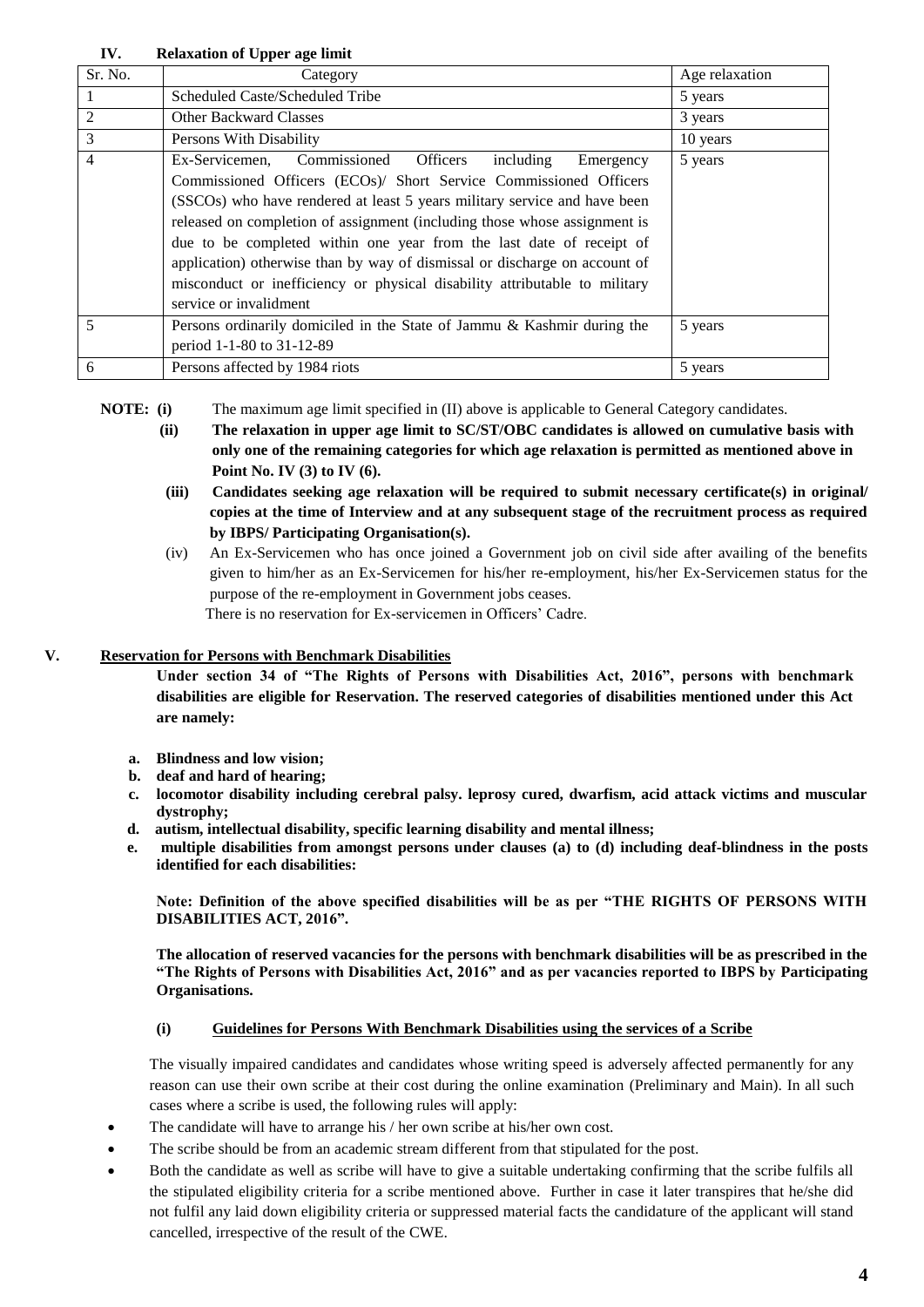## IV. Relaxation of Upper age limit

| Sr. No. | Category | Age relaxation |
|---|---|---|
| 1 | Scheduled Caste/Scheduled Tribe | 5 years |
| 2 | Other Backward Classes | 3 years |
| 3 | Persons With Disability | 10 years |
| 4 | Ex-Servicemen, Commissioned Officers including Emergency Commissioned Officers (ECOs)/ Short Service Commissioned Officers (SSCOs) who have rendered at least 5 years military service and have been released on completion of assignment (including those whose assignment is due to be completed within one year from the last date of receipt of application) otherwise than by way of dismissal or discharge on account of misconduct or inefficiency or physical disability attributable to military service or invalidment | 5 years |
| 5 | Persons ordinarily domiciled in the State of Jammu & Kashmir during the period 1-1-80 to 31-12-89 | 5 years |
| 6 | Persons affected by 1984 riots | 5 years |

**NOTE: (i)** The maximum age limit specified in (II) above is applicable to General Category candidates.

**(ii) The relaxation in upper age limit to SC/ST/OBC candidates is allowed on cumulative basis with only one of the remaining categories for which age relaxation is permitted as mentioned above in Point No. IV (3) to IV (6).**

**(iii) Candidates seeking age relaxation will be required to submit necessary certificate(s) in original/ copies at the time of Interview and at any subsequent stage of the recruitment process as required by IBPS/ Participating Organisation(s).**

(iv) An Ex-Servicemen who has once joined a Government job on civil side after availing of the benefits given to him/her as an Ex-Servicemen for his/her re-employment, his/her Ex-Servicemen status for the purpose of the re-employment in Government jobs ceases.
There is no reservation for Ex-servicemen in Officers' Cadre.

## V. Reservation for Persons with Benchmark Disabilities

**Under section 34 of "The Rights of Persons with Disabilities Act, 2016", persons with benchmark disabilities are eligible for Reservation. The reserved categories of disabilities mentioned under this Act are namely:**

- **a. Blindness and low vision;**
- **b. deaf and hard of hearing;**
- **c. locomotor disability including cerebral palsy. leprosy cured, dwarfism, acid attack victims and muscular dystrophy;**
- **d. autism, intellectual disability, specific learning disability and mental illness;**
- **e. multiple disabilities from amongst persons under clauses (a) to (d) including deaf-blindness in the posts identified for each disabilities:**

**Note: Definition of the above specified disabilities will be as per "THE RIGHTS OF PERSONS WITH DISABILITIES ACT, 2016".**

**The allocation of reserved vacancies for the persons with benchmark disabilities will be as prescribed in the "The Rights of Persons with Disabilities Act, 2016" and as per vacancies reported to IBPS by Participating Organisations.**

### (i) Guidelines for Persons With Benchmark Disabilities using the services of a Scribe

The visually impaired candidates and candidates whose writing speed is adversely affected permanently for any reason can use their own scribe at their cost during the online examination (Preliminary and Main). In all such cases where a scribe is used, the following rules will apply:

- The candidate will have to arrange his / her own scribe at his/her own cost.
- The scribe should be from an academic stream different from that stipulated for the post.
- Both the candidate as well as scribe will have to give a suitable undertaking confirming that the scribe fulfils all the stipulated eligibility criteria for a scribe mentioned above. Further in case it later transpires that he/she did not fulfil any laid down eligibility criteria or suppressed material facts the candidature of the applicant will stand cancelled, irrespective of the result of the CWE.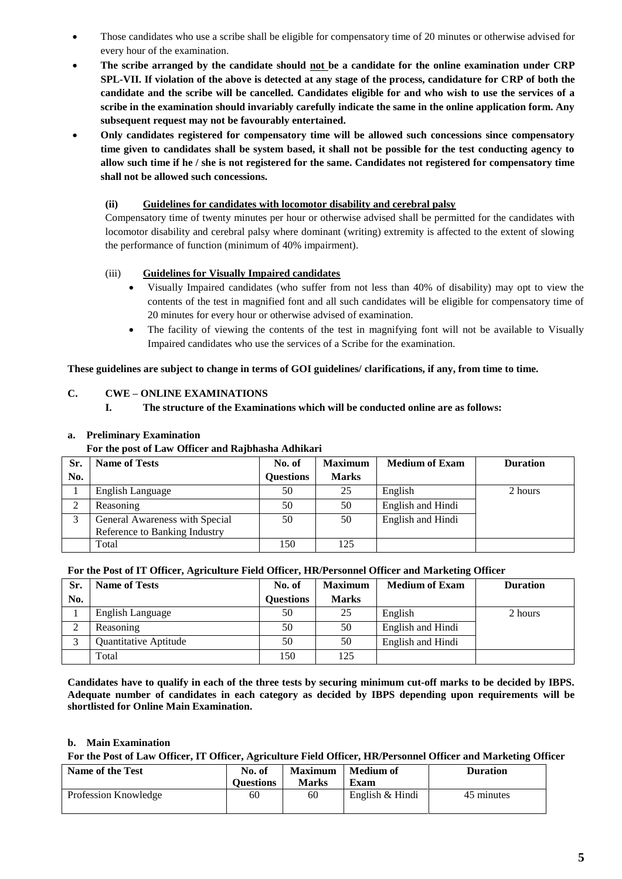- Those candidates who use a scribe shall be eligible for compensatory time of 20 minutes or otherwise advised for every hour of the examination.
- **The scribe arranged by the candidate should <u>not</u> be a candidate for the online examination under CRP SPL-VII. If violation of the above is detected at any stage of the process, candidature for CRP of both the candidate and the scribe will be cancelled. Candidates eligible for and who wish to use the services of a scribe in the examination should invariably carefully indicate the same in the online application form. Any subsequent request may not be favourably entertained.**
- **Only candidates registered for compensatory time will be allowed such concessions since compensatory time given to candidates shall be system based, it shall not be possible for the test conducting agency to allow such time if he / she is not registered for the same. Candidates not registered for compensatory time shall not be allowed such concessions.**

**(ii) <u>Guidelines for candidates with locomotor disability and cerebral palsy</u>**

Compensatory time of twenty minutes per hour or otherwise advised shall be permitted for the candidates with locomotor disability and cerebral palsy where dominant (writing) extremity is affected to the extent of slowing the performance of function (minimum of 40% impairment).

(iii) **<u>Guidelines for Visually Impaired candidates</u>**

- Visually Impaired candidates (who suffer from not less than 40% of disability) may opt to view the contents of the test in magnified font and all such candidates will be eligible for compensatory time of 20 minutes for every hour or otherwise advised of examination.
- The facility of viewing the contents of the test in magnifying font will not be available to Visually Impaired candidates who use the services of a Scribe for the examination.

**These guidelines are subject to change in terms of GOI guidelines/ clarifications, if any, from time to time.**

## C. CWE – ONLINE EXAMINATIONS

### I. The structure of the Examinations which will be conducted online are as follows:

**a. Preliminary Examination**

**For the post of Law Officer and Rajbhasha Adhikari**

| Sr. No. | Name of Tests | No. of Questions | Maximum Marks | Medium of Exam | Duration |
|---|---|---|---|---|---|
| 1 | English Language | 50 | 25 | English | 2 hours |
| 2 | Reasoning | 50 | 50 | English and Hindi | |
| 3 | General Awareness with Special Reference to Banking Industry | 50 | 50 | English and Hindi | |
| | Total | 150 | 125 | | |

**For the Post of IT Officer, Agriculture Field Officer, HR/Personnel Officer and Marketing Officer**

| Sr. No. | Name of Tests | No. of Questions | Maximum Marks | Medium of Exam | Duration |
|---|---|---|---|---|---|
| 1 | English Language | 50 | 25 | English | 2 hours |
| 2 | Reasoning | 50 | 50 | English and Hindi | |
| 3 | Quantitative Aptitude | 50 | 50 | English and Hindi | |
| | Total | 150 | 125 | | |

**Candidates have to qualify in each of the three tests by securing minimum cut-off marks to be decided by IBPS. Adequate number of candidates in each category as decided by IBPS depending upon requirements will be shortlisted for Online Main Examination.**

**b. Main Examination**

**For the Post of Law Officer, IT Officer, Agriculture Field Officer, HR/Personnel Officer and Marketing Officer**

| Name of the Test | No. of Questions | Maximum Marks | Medium of Exam | Duration |
|---|---|---|---|---|
| Profession Knowledge | 60 | 60 | English & Hindi | 45 minutes |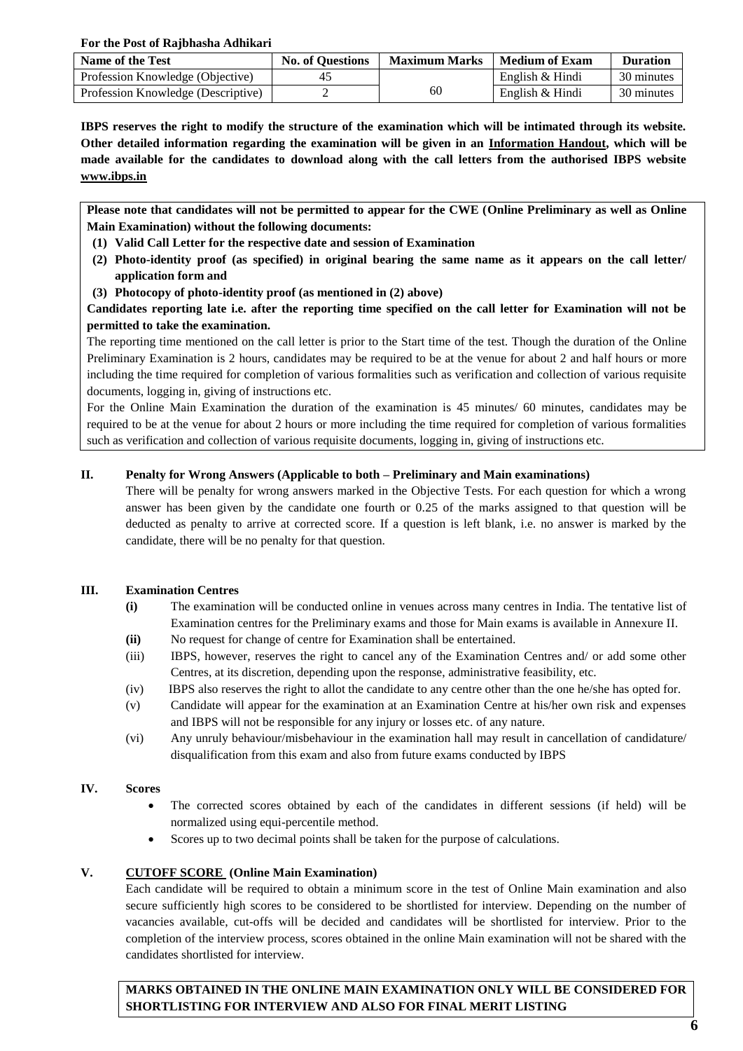**For the Post of Rajbhasha Adhikari**

| Name of the Test | No. of Questions | Maximum Marks | Medium of Exam | Duration |
|---|---|---|---|---|
| Profession Knowledge (Objective) | 45 | 60 | English & Hindi | 30 minutes |
| Profession Knowledge (Descriptive) | 2 | | English & Hindi | 30 minutes |

**IBPS reserves the right to modify the structure of the examination which will be intimated through its website. Other detailed information regarding the examination will be given in an Information Handout, which will be made available for the candidates to download along with the call letters from the authorised IBPS website www.ibps.in**

**Please note that candidates will not be permitted to appear for the CWE (Online Preliminary as well as Online Main Examination) without the following documents:**

**(1) Valid Call Letter for the respective date and session of Examination**

**(2) Photo-identity proof (as specified) in original bearing the same name as it appears on the call letter/ application form and**

**(3) Photocopy of photo-identity proof (as mentioned in (2) above)**

**Candidates reporting late i.e. after the reporting time specified on the call letter for Examination will not be permitted to take the examination.**

The reporting time mentioned on the call letter is prior to the Start time of the test. Though the duration of the Online Preliminary Examination is 2 hours, candidates may be required to be at the venue for about 2 and half hours or more including the time required for completion of various formalities such as verification and collection of various requisite documents, logging in, giving of instructions etc.

For the Online Main Examination the duration of the examination is 45 minutes/ 60 minutes, candidates may be required to be at the venue for about 2 hours or more including the time required for completion of various formalities such as verification and collection of various requisite documents, logging in, giving of instructions etc.

## II. Penalty for Wrong Answers (Applicable to both – Preliminary and Main examinations)

There will be penalty for wrong answers marked in the Objective Tests. For each question for which a wrong answer has been given by the candidate one fourth or 0.25 of the marks assigned to that question will be deducted as penalty to arrive at corrected score. If a question is left blank, i.e. no answer is marked by the candidate, there will be no penalty for that question.

## III. Examination Centres

**(i)** The examination will be conducted online in venues across many centres in India. The tentative list of Examination centres for the Preliminary exams and those for Main exams is available in Annexure II.

**(ii)** No request for change of centre for Examination shall be entertained.

(iii) IBPS, however, reserves the right to cancel any of the Examination Centres and/ or add some other Centres, at its discretion, depending upon the response, administrative feasibility, etc.

(iv) IBPS also reserves the right to allot the candidate to any centre other than the one he/she has opted for.

(v) Candidate will appear for the examination at an Examination Centre at his/her own risk and expenses and IBPS will not be responsible for any injury or losses etc. of any nature.

(vi) Any unruly behaviour/misbehaviour in the examination hall may result in cancellation of candidature/ disqualification from this exam and also from future exams conducted by IBPS

## IV. Scores

- The corrected scores obtained by each of the candidates in different sessions (if held) will be normalized using equi-percentile method.
- Scores up to two decimal points shall be taken for the purpose of calculations.

## V. CUTOFF SCORE (Online Main Examination)

Each candidate will be required to obtain a minimum score in the test of Online Main examination and also secure sufficiently high scores to be considered to be shortlisted for interview. Depending on the number of vacancies available, cut-offs will be decided and candidates will be shortlisted for interview. Prior to the completion of the interview process, scores obtained in the online Main examination will not be shared with the candidates shortlisted for interview.

**MARKS OBTAINED IN THE ONLINE MAIN EXAMINATION ONLY WILL BE CONSIDERED FOR SHORTLISTING FOR INTERVIEW AND ALSO FOR FINAL MERIT LISTING**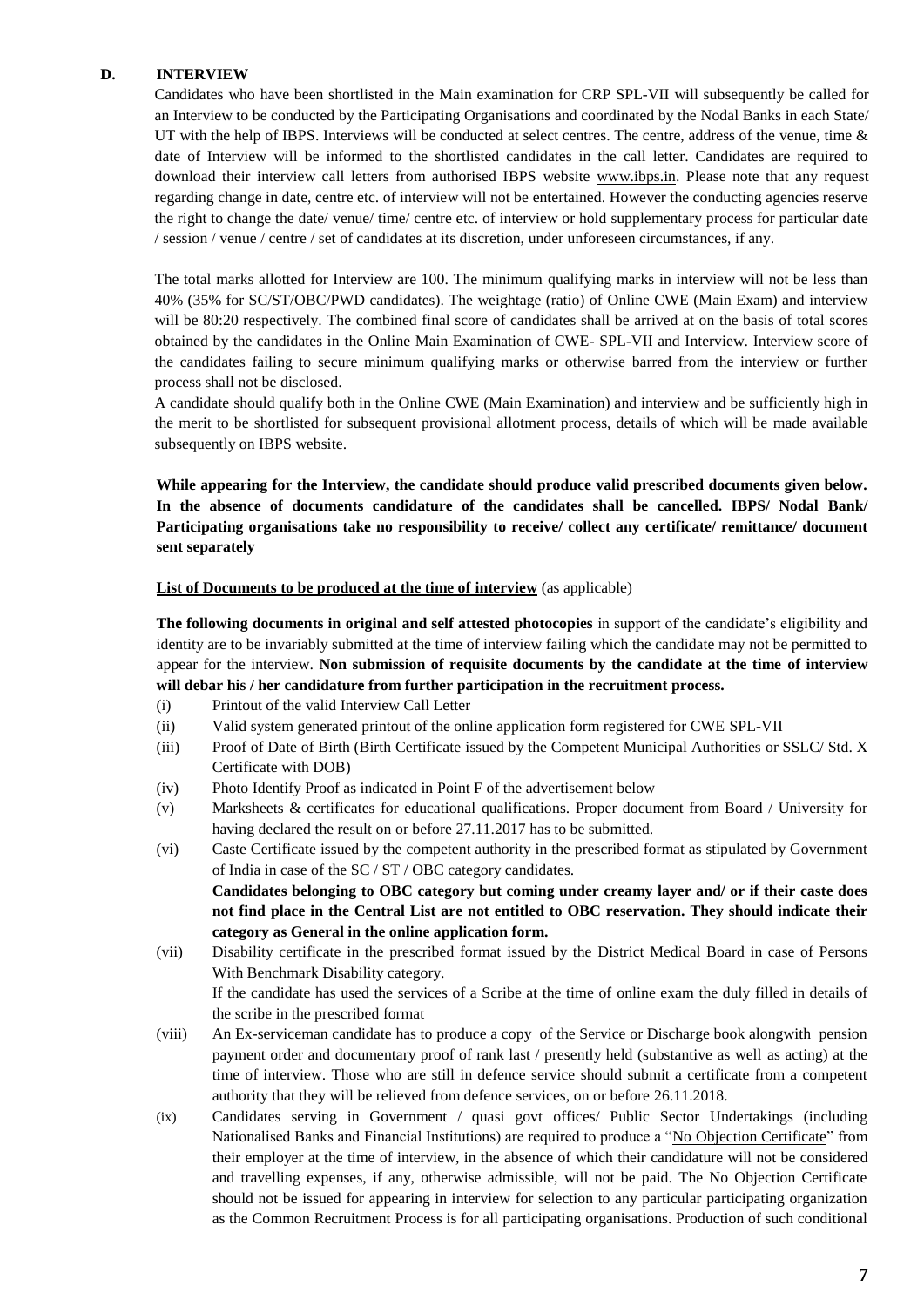## D. INTERVIEW

Candidates who have been shortlisted in the Main examination for CRP SPL-VII will subsequently be called for an Interview to be conducted by the Participating Organisations and coordinated by the Nodal Banks in each State/ UT with the help of IBPS. Interviews will be conducted at select centres. The centre, address of the venue, time & date of Interview will be informed to the shortlisted candidates in the call letter. Candidates are required to download their interview call letters from authorised IBPS website www.ibps.in. Please note that any request regarding change in date, centre etc. of interview will not be entertained. However the conducting agencies reserve the right to change the date/ venue/ time/ centre etc. of interview or hold supplementary process for particular date / session / venue / centre / set of candidates at its discretion, under unforeseen circumstances, if any.

The total marks allotted for Interview are 100. The minimum qualifying marks in interview will not be less than 40% (35% for SC/ST/OBC/PWD candidates). The weightage (ratio) of Online CWE (Main Exam) and interview will be 80:20 respectively. The combined final score of candidates shall be arrived at on the basis of total scores obtained by the candidates in the Online Main Examination of CWE- SPL-VII and Interview. Interview score of the candidates failing to secure minimum qualifying marks or otherwise barred from the interview or further process shall not be disclosed.

A candidate should qualify both in the Online CWE (Main Examination) and interview and be sufficiently high in the merit to be shortlisted for subsequent provisional allotment process, details of which will be made available subsequently on IBPS website.

**While appearing for the Interview, the candidate should produce valid prescribed documents given below. In the absence of documents candidature of the candidates shall be cancelled. IBPS/ Nodal Bank/ Participating organisations take no responsibility to receive/ collect any certificate/ remittance/ document sent separately**

**List of Documents to be produced at the time of interview** (as applicable)

**The following documents in original and self attested photocopies** in support of the candidate's eligibility and identity are to be invariably submitted at the time of interview failing which the candidate may not be permitted to appear for the interview. **Non submission of requisite documents by the candidate at the time of interview will debar his / her candidature from further participation in the recruitment process.**

(i) Printout of the valid Interview Call Letter

(ii) Valid system generated printout of the online application form registered for CWE SPL-VII

(iii) Proof of Date of Birth (Birth Certificate issued by the Competent Municipal Authorities or SSLC/ Std. X Certificate with DOB)

(iv) Photo Identify Proof as indicated in Point F of the advertisement below

(v) Marksheets & certificates for educational qualifications. Proper document from Board / University for having declared the result on or before 27.11.2017 has to be submitted.

(vi) Caste Certificate issued by the competent authority in the prescribed format as stipulated by Government of India in case of the SC / ST / OBC category candidates.
**Candidates belonging to OBC category but coming under creamy layer and/ or if their caste does not find place in the Central List are not entitled to OBC reservation. They should indicate their category as General in the online application form.**

(vii) Disability certificate in the prescribed format issued by the District Medical Board in case of Persons With Benchmark Disability category.
If the candidate has used the services of a Scribe at the time of online exam the duly filled in details of the scribe in the prescribed format

(viii) An Ex-serviceman candidate has to produce a copy of the Service or Discharge book alongwith pension payment order and documentary proof of rank last / presently held (substantive as well as acting) at the time of interview. Those who are still in defence service should submit a certificate from a competent authority that they will be relieved from defence services, on or before 26.11.2018.

(ix) Candidates serving in Government / quasi govt offices/ Public Sector Undertakings (including Nationalised Banks and Financial Institutions) are required to produce a "No Objection Certificate" from their employer at the time of interview, in the absence of which their candidature will not be considered and travelling expenses, if any, otherwise admissible, will not be paid. The No Objection Certificate should not be issued for appearing in interview for selection to any particular participating organization as the Common Recruitment Process is for all participating organisations. Production of such conditional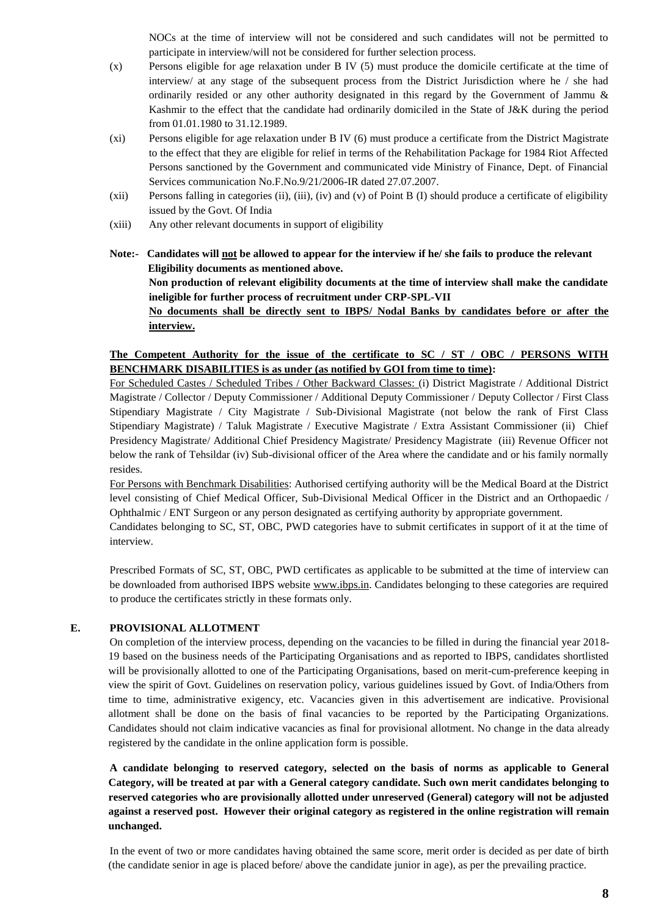NOCs at the time of interview will not be considered and such candidates will not be permitted to participate in interview/will not be considered for further selection process.

(x) Persons eligible for age relaxation under B IV (5) must produce the domicile certificate at the time of interview/ at any stage of the subsequent process from the District Jurisdiction where he / she had ordinarily resided or any other authority designated in this regard by the Government of Jammu & Kashmir to the effect that the candidate had ordinarily domiciled in the State of J&K during the period from 01.01.1980 to 31.12.1989.

(xi) Persons eligible for age relaxation under B IV (6) must produce a certificate from the District Magistrate to the effect that they are eligible for relief in terms of the Rehabilitation Package for 1984 Riot Affected Persons sanctioned by the Government and communicated vide Ministry of Finance, Dept. of Financial Services communication No.F.No.9/21/2006-IR dated 27.07.2007.

(xii) Persons falling in categories (ii), (iii), (iv) and (v) of Point B (I) should produce a certificate of eligibility issued by the Govt. Of India

(xiii) Any other relevant documents in support of eligibility

**Note:- Candidates will <u>not</u> be allowed to appear for the interview if he/ she fails to produce the relevant Eligibility documents as mentioned above.**

**Non production of relevant eligibility documents at the time of interview shall make the candidate ineligible for further process of recruitment under CRP-SPL-VII**

**<u>No documents shall be directly sent to IBPS/ Nodal Banks by candidates before or after the interview.</u>**

**<u>The Competent Authority for the issue of the certificate to SC / ST / OBC / PERSONS WITH BENCHMARK DISABILITIES is as under (as notified by GOI from time to time):</u>**

<u>For Scheduled Castes / Scheduled Tribes / Other Backward Classes:</u> (i) District Magistrate / Additional District Magistrate / Collector / Deputy Commissioner / Additional Deputy Commissioner / Deputy Collector / First Class Stipendiary Magistrate / City Magistrate / Sub-Divisional Magistrate (not below the rank of First Class Stipendiary Magistrate) / Taluk Magistrate / Executive Magistrate / Extra Assistant Commissioner (ii) Chief Presidency Magistrate/ Additional Chief Presidency Magistrate/ Presidency Magistrate (iii) Revenue Officer not below the rank of Tehsildar (iv) Sub-divisional officer of the Area where the candidate and or his family normally resides.

<u>For Persons with Benchmark Disabilities</u>: Authorised certifying authority will be the Medical Board at the District level consisting of Chief Medical Officer, Sub-Divisional Medical Officer in the District and an Orthopaedic / Ophthalmic / ENT Surgeon or any person designated as certifying authority by appropriate government.

Candidates belonging to SC, ST, OBC, PWD categories have to submit certificates in support of it at the time of interview.

Prescribed Formats of SC, ST, OBC, PWD certificates as applicable to be submitted at the time of interview can be downloaded from authorised IBPS website www.ibps.in. Candidates belonging to these categories are required to produce the certificates strictly in these formats only.

## E. PROVISIONAL ALLOTMENT

On completion of the interview process, depending on the vacancies to be filled in during the financial year 2018-19 based on the business needs of the Participating Organisations and as reported to IBPS, candidates shortlisted will be provisionally allotted to one of the Participating Organisations, based on merit-cum-preference keeping in view the spirit of Govt. Guidelines on reservation policy, various guidelines issued by Govt. of India/Others from time to time, administrative exigency, etc. Vacancies given in this advertisement are indicative. Provisional allotment shall be done on the basis of final vacancies to be reported by the Participating Organizations. Candidates should not claim indicative vacancies as final for provisional allotment. No change in the data already registered by the candidate in the online application form is possible.

**A candidate belonging to reserved category, selected on the basis of norms as applicable to General Category, will be treated at par with a General category candidate. Such own merit candidates belonging to reserved categories who are provisionally allotted under unreserved (General) category will not be adjusted against a reserved post. However their original category as registered in the online registration will remain unchanged.**

In the event of two or more candidates having obtained the same score, merit order is decided as per date of birth (the candidate senior in age is placed before/ above the candidate junior in age), as per the prevailing practice.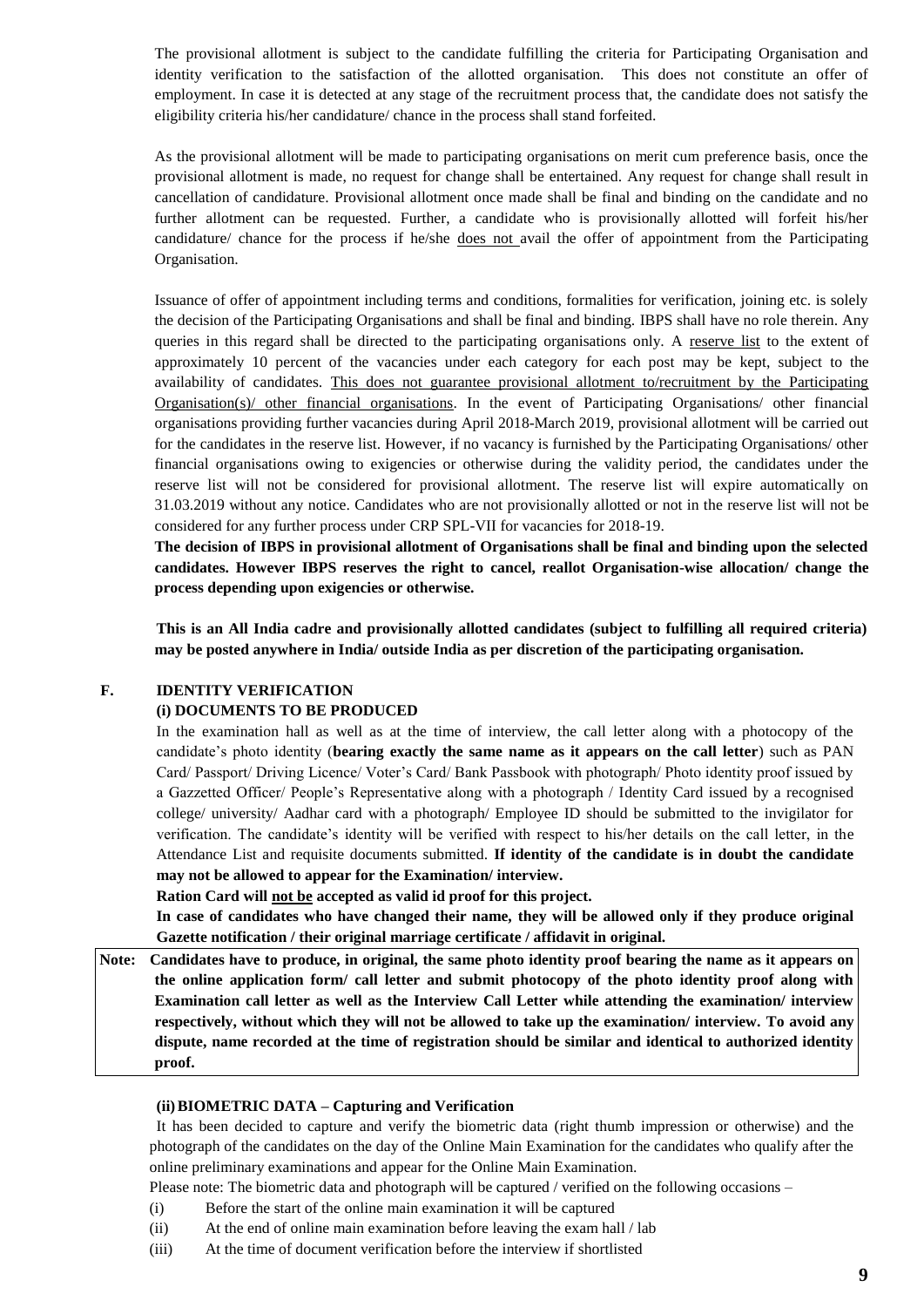The provisional allotment is subject to the candidate fulfilling the criteria for Participating Organisation and identity verification to the satisfaction of the allotted organisation. This does not constitute an offer of employment. In case it is detected at any stage of the recruitment process that, the candidate does not satisfy the eligibility criteria his/her candidature/ chance in the process shall stand forfeited.

As the provisional allotment will be made to participating organisations on merit cum preference basis, once the provisional allotment is made, no request for change shall be entertained. Any request for change shall result in cancellation of candidature. Provisional allotment once made shall be final and binding on the candidate and no further allotment can be requested. Further, a candidate who is provisionally allotted will forfeit his/her candidature/ chance for the process if he/she does not avail the offer of appointment from the Participating Organisation.

Issuance of offer of appointment including terms and conditions, formalities for verification, joining etc. is solely the decision of the Participating Organisations and shall be final and binding. IBPS shall have no role therein. Any queries in this regard shall be directed to the participating organisations only. A reserve list to the extent of approximately 10 percent of the vacancies under each category for each post may be kept, subject to the availability of candidates. This does not guarantee provisional allotment to/recruitment by the Participating Organisation(s)/ other financial organisations. In the event of Participating Organisations/ other financial organisations providing further vacancies during April 2018-March 2019, provisional allotment will be carried out for the candidates in the reserve list. However, if no vacancy is furnished by the Participating Organisations/ other financial organisations owing to exigencies or otherwise during the validity period, the candidates under the reserve list will not be considered for provisional allotment. The reserve list will expire automatically on 31.03.2019 without any notice. Candidates who are not provisionally allotted or not in the reserve list will not be considered for any further process under CRP SPL-VII for vacancies for 2018-19.

**The decision of IBPS in provisional allotment of Organisations shall be final and binding upon the selected candidates. However IBPS reserves the right to cancel, reallot Organisation-wise allocation/ change the process depending upon exigencies or otherwise.**

**This is an All India cadre and provisionally allotted candidates (subject to fulfilling all required criteria) may be posted anywhere in India/ outside India as per discretion of the participating organisation.**

## F. IDENTITY VERIFICATION

### (i) DOCUMENTS TO BE PRODUCED

In the examination hall as well as at the time of interview, the call letter along with a photocopy of the candidate's photo identity (**bearing exactly the same name as it appears on the call letter**) such as PAN Card/ Passport/ Driving Licence/ Voter's Card/ Bank Passbook with photograph/ Photo identity proof issued by a Gazzetted Officer/ People's Representative along with a photograph / Identity Card issued by a recognised college/ university/ Aadhar card with a photograph/ Employee ID should be submitted to the invigilator for verification. The candidate's identity will be verified with respect to his/her details on the call letter, in the Attendance List and requisite documents submitted. **If identity of the candidate is in doubt the candidate may not be allowed to appear for the Examination/ interview.**

**Ration Card will not be accepted as valid id proof for this project.**

**In case of candidates who have changed their name, they will be allowed only if they produce original Gazette notification / their original marriage certificate / affidavit in original.**

**Note: Candidates have to produce, in original, the same photo identity proof bearing the name as it appears on the online application form/ call letter and submit photocopy of the photo identity proof along with Examination call letter as well as the Interview Call Letter while attending the examination/ interview respectively, without which they will not be allowed to take up the examination/ interview. To avoid any dispute, name recorded at the time of registration should be similar and identical to authorized identity proof.**

### (ii) BIOMETRIC DATA – Capturing and Verification

It has been decided to capture and verify the biometric data (right thumb impression or otherwise) and the photograph of the candidates on the day of the Online Main Examination for the candidates who qualify after the online preliminary examinations and appear for the Online Main Examination.

Please note: The biometric data and photograph will be captured / verified on the following occasions –

(i) Before the start of the online main examination it will be captured

(ii) At the end of online main examination before leaving the exam hall / lab

(iii) At the time of document verification before the interview if shortlisted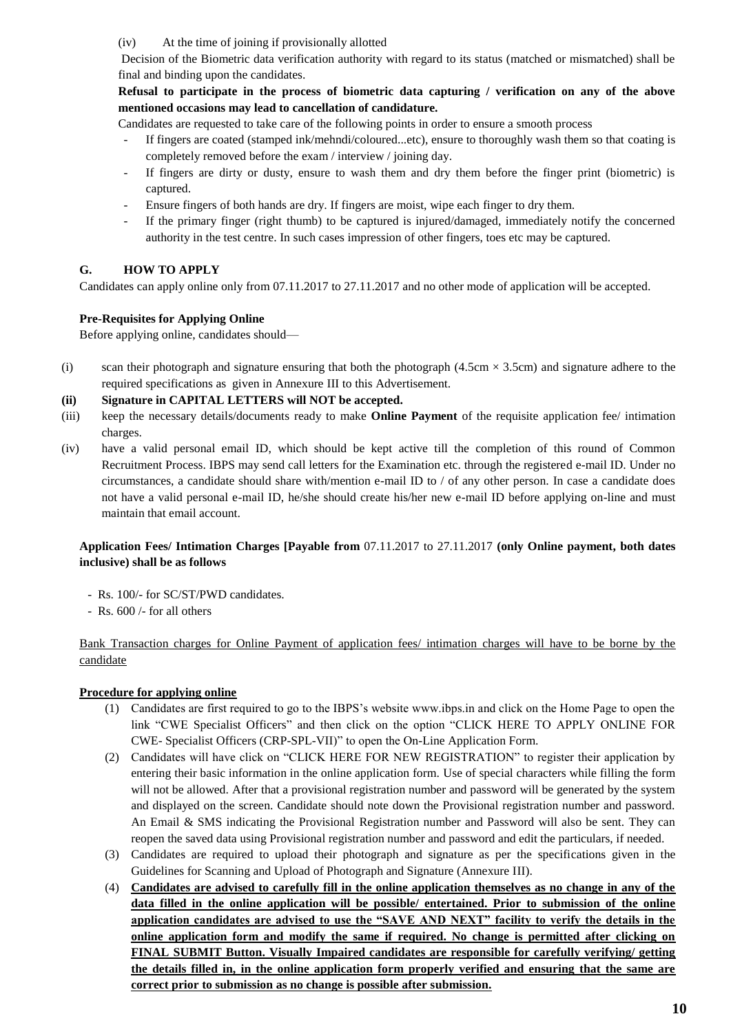(iv) At the time of joining if provisionally allotted

Decision of the Biometric data verification authority with regard to its status (matched or mismatched) shall be final and binding upon the candidates.

**Refusal to participate in the process of biometric data capturing / verification on any of the above mentioned occasions may lead to cancellation of candidature.**

Candidates are requested to take care of the following points in order to ensure a smooth process

- If fingers are coated (stamped ink/mehndi/coloured...etc), ensure to thoroughly wash them so that coating is completely removed before the exam / interview / joining day.
- If fingers are dirty or dusty, ensure to wash them and dry them before the finger print (biometric) is captured.
- Ensure fingers of both hands are dry. If fingers are moist, wipe each finger to dry them.
- If the primary finger (right thumb) to be captured is injured/damaged, immediately notify the concerned authority in the test centre. In such cases impression of other fingers, toes etc may be captured.

## G. HOW TO APPLY

Candidates can apply online only from 07.11.2017 to 27.11.2017 and no other mode of application will be accepted.

**Pre-Requisites for Applying Online**

Before applying online, candidates should—

(i) scan their photograph and signature ensuring that both the photograph (4.5cm × 3.5cm) and signature adhere to the required specifications as given in Annexure III to this Advertisement.

**(ii) Signature in CAPITAL LETTERS will NOT be accepted.**

(iii) keep the necessary details/documents ready to make **Online Payment** of the requisite application fee/ intimation charges.

(iv) have a valid personal email ID, which should be kept active till the completion of this round of Common Recruitment Process. IBPS may send call letters for the Examination etc. through the registered e-mail ID. Under no circumstances, a candidate should share with/mention e-mail ID to / of any other person. In case a candidate does not have a valid personal e-mail ID, he/she should create his/her new e-mail ID before applying on-line and must maintain that email account.

**Application Fees/ Intimation Charges [Payable from** 07.11.2017 to 27.11.2017 **(only Online payment, both dates inclusive) shall be as follows**

- Rs. 100/- for SC/ST/PWD candidates.
- Rs. 600 /- for all others

<u>Bank Transaction charges for Online Payment of application fees/ intimation charges will have to be borne by the candidate</u>

**<u>Procedure for applying online</u>**

(1) Candidates are first required to go to the IBPS's website www.ibps.in and click on the Home Page to open the link "CWE Specialist Officers" and then click on the option "CLICK HERE TO APPLY ONLINE FOR CWE- Specialist Officers (CRP-SPL-VII)" to open the On-Line Application Form.

(2) Candidates will have click on "CLICK HERE FOR NEW REGISTRATION" to register their application by entering their basic information in the online application form. Use of special characters while filling the form will not be allowed. After that a provisional registration number and password will be generated by the system and displayed on the screen. Candidate should note down the Provisional registration number and password. An Email & SMS indicating the Provisional Registration number and Password will also be sent. They can reopen the saved data using Provisional registration number and password and edit the particulars, if needed.

(3) Candidates are required to upload their photograph and signature as per the specifications given in the Guidelines for Scanning and Upload of Photograph and Signature (Annexure III).

(4) **<u>Candidates are advised to carefully fill in the online application themselves as no change in any of the data filled in the online application will be possible/ entertained. Prior to submission of the online application candidates are advised to use the "SAVE AND NEXT" facility to verify the details in the online application form and modify the same if required. No change is permitted after clicking on FINAL SUBMIT Button. Visually Impaired candidates are responsible for carefully verifying/ getting the details filled in, in the online application form properly verified and ensuring that the same are correct prior to submission as no change is possible after submission.</u>**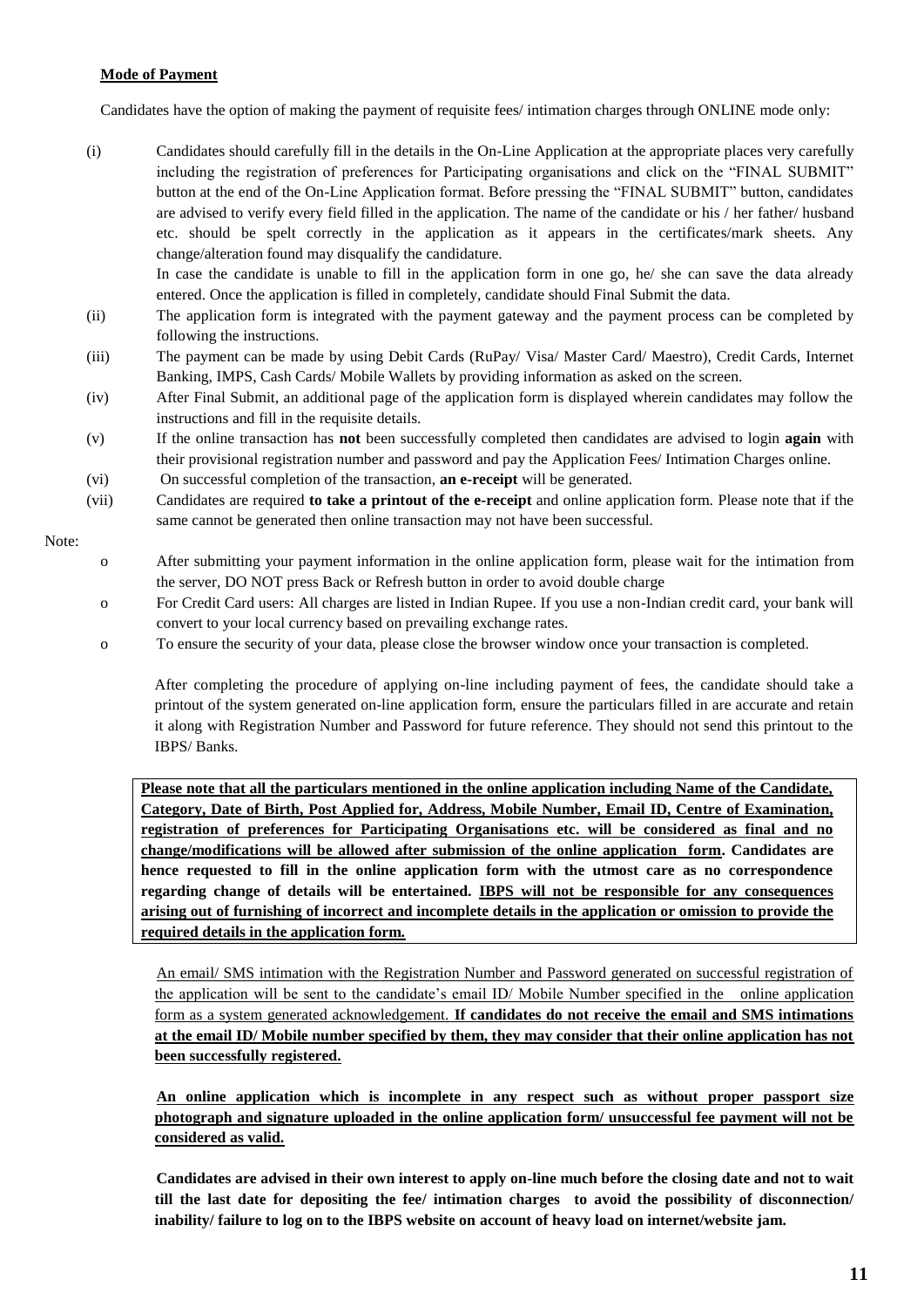**Mode of Payment**

Candidates have the option of making the payment of requisite fees/ intimation charges through ONLINE mode only:

(i) Candidates should carefully fill in the details in the On-Line Application at the appropriate places very carefully including the registration of preferences for Participating organisations and click on the "FINAL SUBMIT" button at the end of the On-Line Application format. Before pressing the "FINAL SUBMIT" button, candidates are advised to verify every field filled in the application. The name of the candidate or his / her father/ husband etc. should be spelt correctly in the application as it appears in the certificates/mark sheets. Any change/alteration found may disqualify the candidature.
In case the candidate is unable to fill in the application form in one go, he/ she can save the data already entered. Once the application is filled in completely, candidate should Final Submit the data.

(ii) The application form is integrated with the payment gateway and the payment process can be completed by following the instructions.

(iii) The payment can be made by using Debit Cards (RuPay/ Visa/ Master Card/ Maestro), Credit Cards, Internet Banking, IMPS, Cash Cards/ Mobile Wallets by providing information as asked on the screen.

(iv) After Final Submit, an additional page of the application form is displayed wherein candidates may follow the instructions and fill in the requisite details.

(v) If the online transaction has **not** been successfully completed then candidates are advised to login **again** with their provisional registration number and password and pay the Application Fees/ Intimation Charges online.

(vi) On successful completion of the transaction, **an e-receipt** will be generated.

(vii) Candidates are required **to take a printout of the e-receipt** and online application form. Please note that if the same cannot be generated then online transaction may not have been successful.

Note:

- After submitting your payment information in the online application form, please wait for the intimation from the server, DO NOT press Back or Refresh button in order to avoid double charge
- For Credit Card users: All charges are listed in Indian Rupee. If you use a non-Indian credit card, your bank will convert to your local currency based on prevailing exchange rates.
- To ensure the security of your data, please close the browser window once your transaction is completed.

After completing the procedure of applying on-line including payment of fees, the candidate should take a printout of the system generated on-line application form, ensure the particulars filled in are accurate and retain it along with Registration Number and Password for future reference. They should not send this printout to the IBPS/ Banks.

**Please note that all the particulars mentioned in the online application including Name of the Candidate, Category, Date of Birth, Post Applied for, Address, Mobile Number, Email ID, Centre of Examination, registration of preferences for Participating Organisations etc. will be considered as final and no change/modifications will be allowed after submission of the online application form. Candidates are hence requested to fill in the online application form with the utmost care as no correspondence regarding change of details will be entertained. IBPS will not be responsible for any consequences arising out of furnishing of incorrect and incomplete details in the application or omission to provide the required details in the application form.**

An email/ SMS intimation with the Registration Number and Password generated on successful registration of the application will be sent to the candidate's email ID/ Mobile Number specified in the online application form as a system generated acknowledgement. **If candidates do not receive the email and SMS intimations at the email ID/ Mobile number specified by them, they may consider that their online application has not been successfully registered.**

**An online application which is incomplete in any respect such as without proper passport size photograph and signature uploaded in the online application form/ unsuccessful fee payment will not be considered as valid.**

**Candidates are advised in their own interest to apply on-line much before the closing date and not to wait till the last date for depositing the fee/ intimation charges to avoid the possibility of disconnection/ inability/ failure to log on to the IBPS website on account of heavy load on internet/website jam.**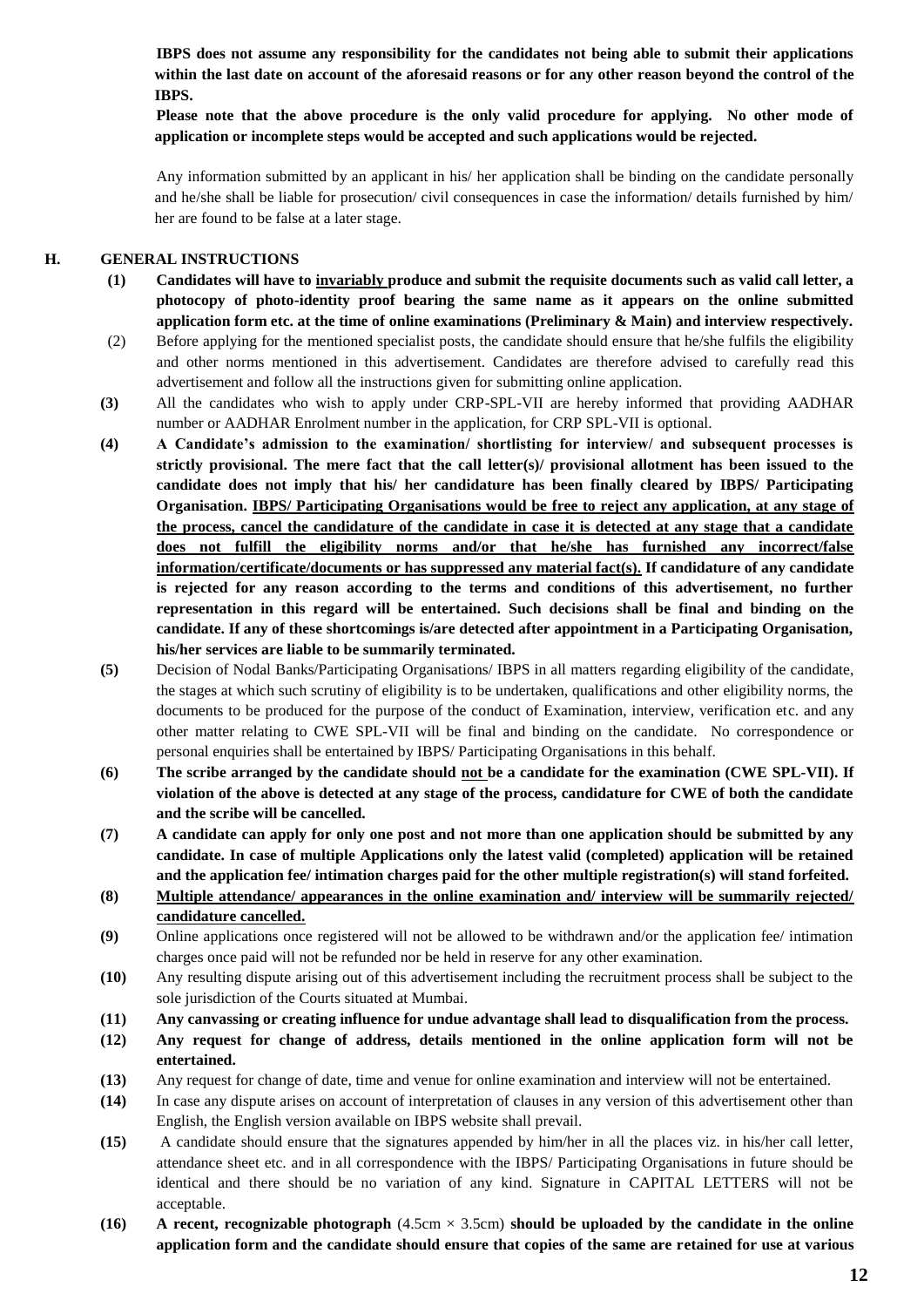**IBPS does not assume any responsibility for the candidates not being able to submit their applications within the last date on account of the aforesaid reasons or for any other reason beyond the control of the IBPS.**

**Please note that the above procedure is the only valid procedure for applying. No other mode of application or incomplete steps would be accepted and such applications would be rejected.**

Any information submitted by an applicant in his/ her application shall be binding on the candidate personally and he/she shall be liable for prosecution/ civil consequences in case the information/ details furnished by him/ her are found to be false at a later stage.

## H. GENERAL INSTRUCTIONS

**(1)** **Candidates will have to <u>invariably</u> produce and submit the requisite documents such as valid call letter, a photocopy of photo-identity proof bearing the same name as it appears on the online submitted application form etc. at the time of online examinations (Preliminary & Main) and interview respectively.**

(2) Before applying for the mentioned specialist posts, the candidate should ensure that he/she fulfils the eligibility and other norms mentioned in this advertisement. Candidates are therefore advised to carefully read this advertisement and follow all the instructions given for submitting online application.

**(3)** All the candidates who wish to apply under CRP-SPL-VII are hereby informed that providing AADHAR number or AADHAR Enrolment number in the application, for CRP SPL-VII is optional.

**(4)** **A Candidate's admission to the examination/ shortlisting for interview/ and subsequent processes is strictly provisional. The mere fact that the call letter(s)/ provisional allotment has been issued to the candidate does not imply that his/ her candidature has been finally cleared by IBPS/ Participating Organisation. <u>IBPS/ Participating Organisations would be free to reject any application, at any stage of the process, cancel the candidature of the candidate in case it is detected at any stage that a candidate does not fulfill the eligibility norms and/or that he/she has furnished any incorrect/false information/certificate/documents or has suppressed any material fact(s).</u> If candidature of any candidate is rejected for any reason according to the terms and conditions of this advertisement, no further representation in this regard will be entertained. Such decisions shall be final and binding on the candidate. If any of these shortcomings is/are detected after appointment in a Participating Organisation, his/her services are liable to be summarily terminated.**

**(5)** Decision of Nodal Banks/Participating Organisations/ IBPS in all matters regarding eligibility of the candidate, the stages at which such scrutiny of eligibility is to be undertaken, qualifications and other eligibility norms, the documents to be produced for the purpose of the conduct of Examination, interview, verification etc. and any other matter relating to CWE SPL-VII will be final and binding on the candidate. No correspondence or personal enquiries shall be entertained by IBPS/ Participating Organisations in this behalf.

**(6)** **The scribe arranged by the candidate should <u>not</u> be a candidate for the examination (CWE SPL-VII). If violation of the above is detected at any stage of the process, candidature for CWE of both the candidate and the scribe will be cancelled.**

**(7)** **A candidate can apply for only one post and not more than one application should be submitted by any candidate. In case of multiple Applications only the latest valid (completed) application will be retained and the application fee/ intimation charges paid for the other multiple registration(s) will stand forfeited.**

**(8)** **<u>Multiple attendance/ appearances in the online examination and/ interview will be summarily rejected/ candidature cancelled.</u>**

**(9)** Online applications once registered will not be allowed to be withdrawn and/or the application fee/ intimation charges once paid will not be refunded nor be held in reserve for any other examination.

**(10)** Any resulting dispute arising out of this advertisement including the recruitment process shall be subject to the sole jurisdiction of the Courts situated at Mumbai.

**(11)** **Any canvassing or creating influence for undue advantage shall lead to disqualification from the process.**

**(12)** **Any request for change of address, details mentioned in the online application form will not be entertained.**

**(13)** Any request for change of date, time and venue for online examination and interview will not be entertained.

**(14)** In case any dispute arises on account of interpretation of clauses in any version of this advertisement other than English, the English version available on IBPS website shall prevail.

**(15)** A candidate should ensure that the signatures appended by him/her in all the places viz. in his/her call letter, attendance sheet etc. and in all correspondence with the IBPS/ Participating Organisations in future should be identical and there should be no variation of any kind. Signature in CAPITAL LETTERS will not be acceptable.

**(16)** **A recent, recognizable photograph** (4.5cm × 3.5cm) **should be uploaded by the candidate in the online application form and the candidate should ensure that copies of the same are retained for use at various**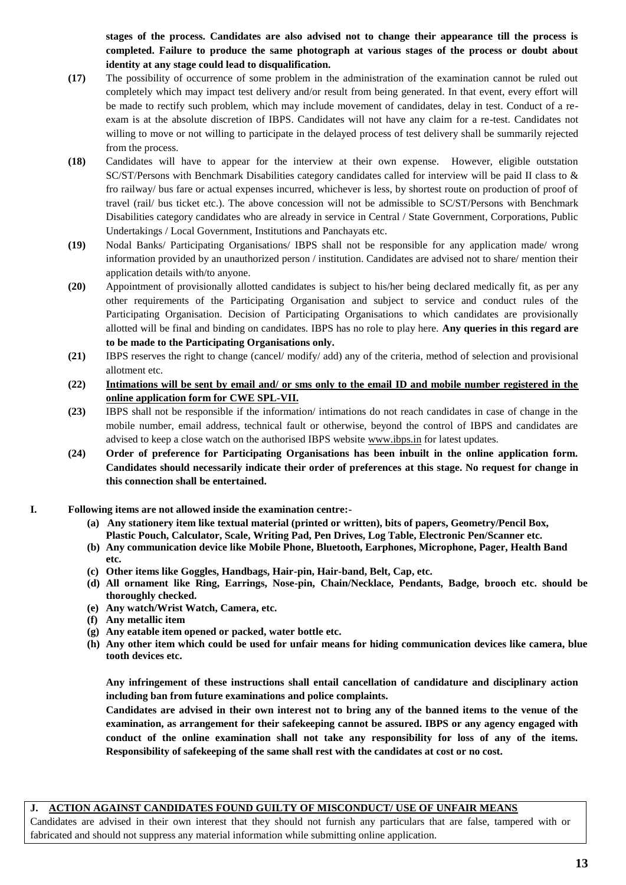**stages of the process. Candidates are also advised not to change their appearance till the process is completed. Failure to produce the same photograph at various stages of the process or doubt about identity at any stage could lead to disqualification.**

**(17)** The possibility of occurrence of some problem in the administration of the examination cannot be ruled out completely which may impact test delivery and/or result from being generated. In that event, every effort will be made to rectify such problem, which may include movement of candidates, delay in test. Conduct of a re-exam is at the absolute discretion of IBPS. Candidates will not have any claim for a re-test. Candidates not willing to move or not willing to participate in the delayed process of test delivery shall be summarily rejected from the process.

**(18)** Candidates will have to appear for the interview at their own expense. However, eligible outstation SC/ST/Persons with Benchmark Disabilities category candidates called for interview will be paid II class to & fro railway/ bus fare or actual expenses incurred, whichever is less, by shortest route on production of proof of travel (rail/ bus ticket etc.). The above concession will not be admissible to SC/ST/Persons with Benchmark Disabilities category candidates who are already in service in Central / State Government, Corporations, Public Undertakings / Local Government, Institutions and Panchayats etc.

**(19)** Nodal Banks/ Participating Organisations/ IBPS shall not be responsible for any application made/ wrong information provided by an unauthorized person / institution. Candidates are advised not to share/ mention their application details with/to anyone.

**(20)** Appointment of provisionally allotted candidates is subject to his/her being declared medically fit, as per any other requirements of the Participating Organisation and subject to service and conduct rules of the Participating Organisation. Decision of Participating Organisations to which candidates are provisionally allotted will be final and binding on candidates. IBPS has no role to play here. **Any queries in this regard are to be made to the Participating Organisations only.**

**(21)** IBPS reserves the right to change (cancel/ modify/ add) any of the criteria, method of selection and provisional allotment etc.

**(22)** **Intimations will be sent by email and/ or sms only to the email ID and mobile number registered in the online application form for CWE SPL-VII.**

**(23)** IBPS shall not be responsible if the information/ intimations do not reach candidates in case of change in the mobile number, email address, technical fault or otherwise, beyond the control of IBPS and candidates are advised to keep a close watch on the authorised IBPS website www.ibps.in for latest updates.

**(24)** **Order of preference for Participating Organisations has been inbuilt in the online application form. Candidates should necessarily indicate their order of preferences at this stage. No request for change in this connection shall be entertained.**

**I. Following items are not allowed inside the examination centre:-**

**(a) Any stationery item like textual material (printed or written), bits of papers, Geometry/Pencil Box, Plastic Pouch, Calculator, Scale, Writing Pad, Pen Drives, Log Table, Electronic Pen/Scanner etc.**
**(b) Any communication device like Mobile Phone, Bluetooth, Earphones, Microphone, Pager, Health Band etc.**
**(c) Other items like Goggles, Handbags, Hair-pin, Hair-band, Belt, Cap, etc.**
**(d) All ornament like Ring, Earrings, Nose-pin, Chain/Necklace, Pendants, Badge, brooch etc. should be thoroughly checked.**
**(e) Any watch/Wrist Watch, Camera, etc.**
**(f) Any metallic item**
**(g) Any eatable item opened or packed, water bottle etc.**
**(h) Any other item which could be used for unfair means for hiding communication devices like camera, blue tooth devices etc.**

**Any infringement of these instructions shall entail cancellation of candidature and disciplinary action including ban from future examinations and police complaints.**

**Candidates are advised in their own interest not to bring any of the banned items to the venue of the examination, as arrangement for their safekeeping cannot be assured. IBPS or any agency engaged with conduct of the online examination shall not take any responsibility for loss of any of the items. Responsibility of safekeeping of the same shall rest with the candidates at cost or no cost.**

## J. ACTION AGAINST CANDIDATES FOUND GUILTY OF MISCONDUCT/ USE OF UNFAIR MEANS

Candidates are advised in their own interest that they should not furnish any particulars that are false, tampered with or fabricated and should not suppress any material information while submitting online application.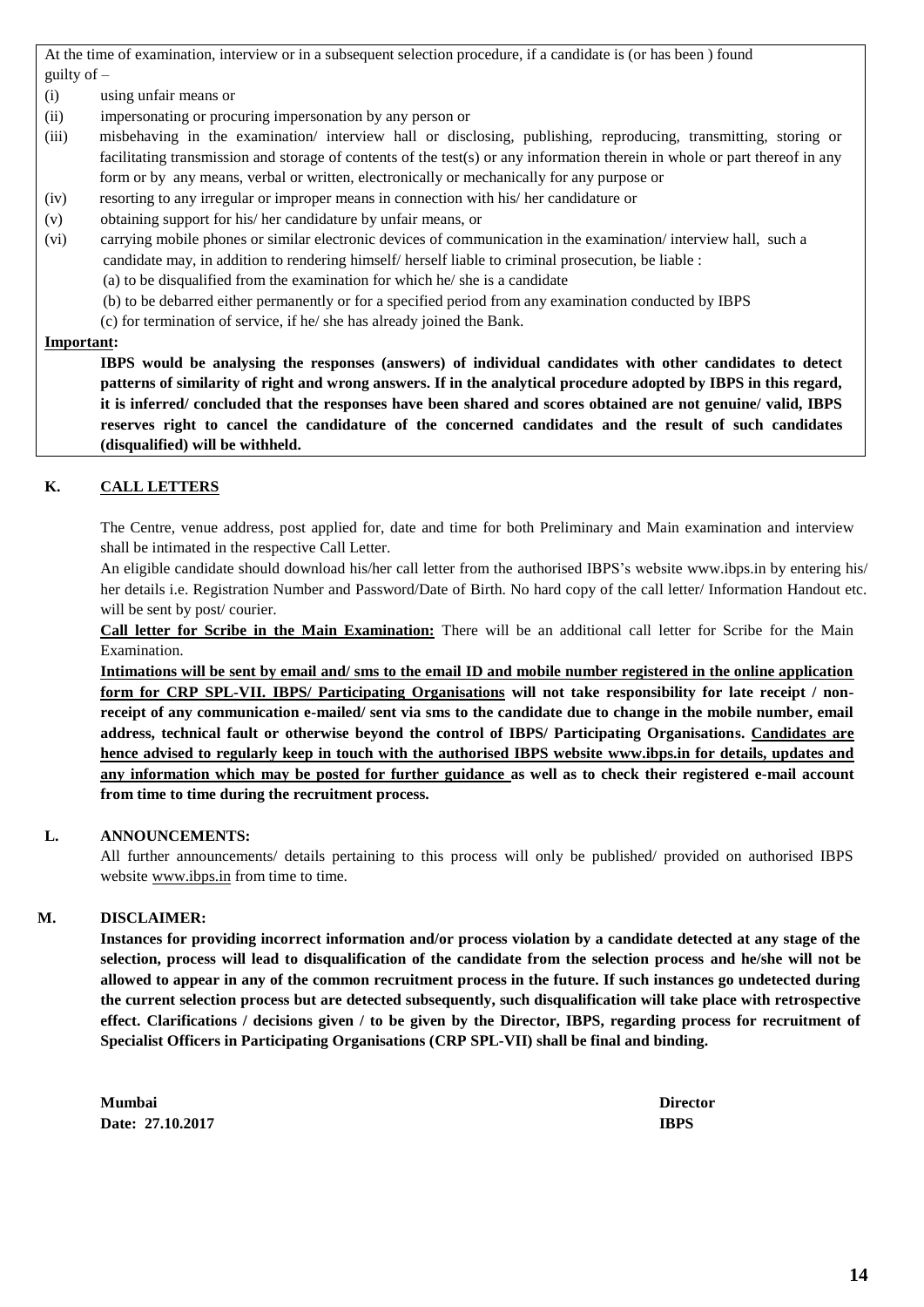At the time of examination, interview or in a subsequent selection procedure, if a candidate is (or has been ) found guilty of –

(i) using unfair means or

(ii) impersonating or procuring impersonation by any person or

(iii) misbehaving in the examination/ interview hall or disclosing, publishing, reproducing, transmitting, storing or facilitating transmission and storage of contents of the test(s) or any information therein in whole or part thereof in any form or by any means, verbal or written, electronically or mechanically for any purpose or

(iv) resorting to any irregular or improper means in connection with his/ her candidature or

(v) obtaining support for his/ her candidature by unfair means, or

(vi) carrying mobile phones or similar electronic devices of communication in the examination/ interview hall, such a candidate may, in addition to rendering himself/ herself liable to criminal prosecution, be liable :

(a) to be disqualified from the examination for which he/ she is a candidate

(b) to be debarred either permanently or for a specified period from any examination conducted by IBPS

(c) for termination of service, if he/ she has already joined the Bank.

**Important:**

**IBPS would be analysing the responses (answers) of individual candidates with other candidates to detect patterns of similarity of right and wrong answers. If in the analytical procedure adopted by IBPS in this regard, it is inferred/ concluded that the responses have been shared and scores obtained are not genuine/ valid, IBPS reserves right to cancel the candidature of the concerned candidates and the result of such candidates (disqualified) will be withheld.**

## K. CALL LETTERS

The Centre, venue address, post applied for, date and time for both Preliminary and Main examination and interview shall be intimated in the respective Call Letter.

An eligible candidate should download his/her call letter from the authorised IBPS's website www.ibps.in by entering his/ her details i.e. Registration Number and Password/Date of Birth. No hard copy of the call letter/ Information Handout etc. will be sent by post/ courier.

**Call letter for Scribe in the Main Examination:** There will be an additional call letter for Scribe for the Main Examination.

**Intimations will be sent by email and/ sms to the email ID and mobile number registered in the online application form for CRP SPL-VII. IBPS/ Participating Organisations will not take responsibility for late receipt / non-receipt of any communication e-mailed/ sent via sms to the candidate due to change in the mobile number, email address, technical fault or otherwise beyond the control of IBPS/ Participating Organisations. Candidates are hence advised to regularly keep in touch with the authorised IBPS website www.ibps.in for details, updates and any information which may be posted for further guidance as well as to check their registered e-mail account from time to time during the recruitment process.**

## L. ANNOUNCEMENTS:

All further announcements/ details pertaining to this process will only be published/ provided on authorised IBPS website www.ibps.in from time to time.

## M. DISCLAIMER:

**Instances for providing incorrect information and/or process violation by a candidate detected at any stage of the selection, process will lead to disqualification of the candidate from the selection process and he/she will not be allowed to appear in any of the common recruitment process in the future. If such instances go undetected during the current selection process but are detected subsequently, such disqualification will take place with retrospective effect. Clarifications / decisions given / to be given by the Director, IBPS, regarding process for recruitment of Specialist Officers in Participating Organisations (CRP SPL-VII) shall be final and binding.**

**Mumbai** **Director**
**Date: 27.10.2017** **IBPS**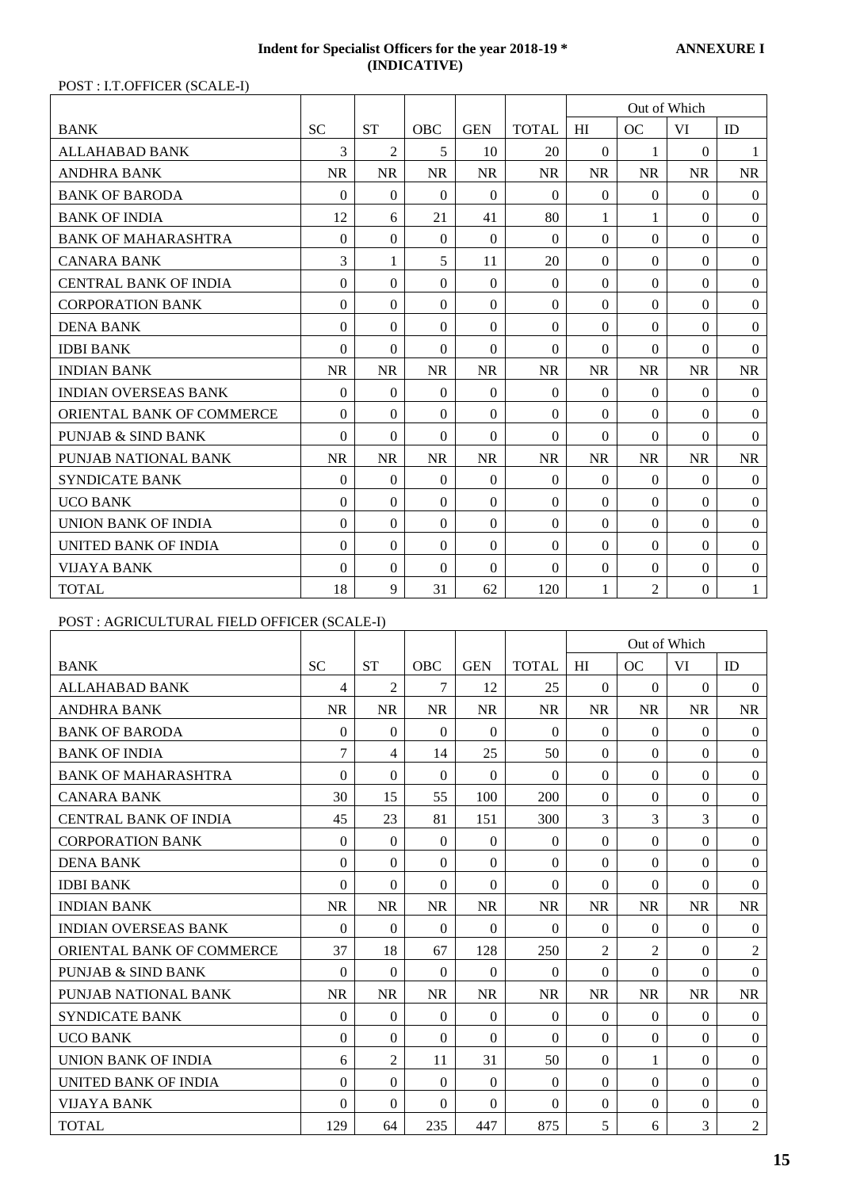**Indent for Specialist Officers for the year 2018-19 * (INDICATIVE)**

**ANNEXURE I**

POST : I.T.OFFICER (SCALE-I)

| BANK | SC | ST | OBC | GEN | TOTAL | Out of Which | | | |
|---|---|---|---|---|---|---|---|---|---|
| | | | | | | HI | OC | VI | ID |
| ALLAHABAD BANK | 3 | 2 | 5 | 10 | 20 | 0 | 1 | 0 | 1 |
| ANDHRA BANK | NR | NR | NR | NR | NR | NR | NR | NR | NR |
| BANK OF BARODA | 0 | 0 | 0 | 0 | 0 | 0 | 0 | 0 | 0 |
| BANK OF INDIA | 12 | 6 | 21 | 41 | 80 | 1 | 1 | 0 | 0 |
| BANK OF MAHARASHTRA | 0 | 0 | 0 | 0 | 0 | 0 | 0 | 0 | 0 |
| CANARA BANK | 3 | 1 | 5 | 11 | 20 | 0 | 0 | 0 | 0 |
| CENTRAL BANK OF INDIA | 0 | 0 | 0 | 0 | 0 | 0 | 0 | 0 | 0 |
| CORPORATION BANK | 0 | 0 | 0 | 0 | 0 | 0 | 0 | 0 | 0 |
| DENA BANK | 0 | 0 | 0 | 0 | 0 | 0 | 0 | 0 | 0 |
| IDBI BANK | 0 | 0 | 0 | 0 | 0 | 0 | 0 | 0 | 0 |
| INDIAN BANK | NR | NR | NR | NR | NR | NR | NR | NR | NR |
| INDIAN OVERSEAS BANK | 0 | 0 | 0 | 0 | 0 | 0 | 0 | 0 | 0 |
| ORIENTAL BANK OF COMMERCE | 0 | 0 | 0 | 0 | 0 | 0 | 0 | 0 | 0 |
| PUNJAB & SIND BANK | 0 | 0 | 0 | 0 | 0 | 0 | 0 | 0 | 0 |
| PUNJAB NATIONAL BANK | NR | NR | NR | NR | NR | NR | NR | NR | NR |
| SYNDICATE BANK | 0 | 0 | 0 | 0 | 0 | 0 | 0 | 0 | 0 |
| UCO BANK | 0 | 0 | 0 | 0 | 0 | 0 | 0 | 0 | 0 |
| UNION BANK OF INDIA | 0 | 0 | 0 | 0 | 0 | 0 | 0 | 0 | 0 |
| UNITED BANK OF INDIA | 0 | 0 | 0 | 0 | 0 | 0 | 0 | 0 | 0 |
| VIJAYA BANK | 0 | 0 | 0 | 0 | 0 | 0 | 0 | 0 | 0 |
| TOTAL | 18 | 9 | 31 | 62 | 120 | 1 | 2 | 0 | 1 |

POST : AGRICULTURAL FIELD OFFICER (SCALE-I)

| BANK | SC | ST | OBC | GEN | TOTAL | Out of Which | | | |
|---|---|---|---|---|---|---|---|---|---|
| | | | | | | HI | OC | VI | ID |
| ALLAHABAD BANK | 4 | 2 | 7 | 12 | 25 | 0 | 0 | 0 | 0 |
| ANDHRA BANK | NR | NR | NR | NR | NR | NR | NR | NR | NR |
| BANK OF BARODA | 0 | 0 | 0 | 0 | 0 | 0 | 0 | 0 | 0 |
| BANK OF INDIA | 7 | 4 | 14 | 25 | 50 | 0 | 0 | 0 | 0 |
| BANK OF MAHARASHTRA | 0 | 0 | 0 | 0 | 0 | 0 | 0 | 0 | 0 |
| CANARA BANK | 30 | 15 | 55 | 100 | 200 | 0 | 0 | 0 | 0 |
| CENTRAL BANK OF INDIA | 45 | 23 | 81 | 151 | 300 | 3 | 3 | 3 | 0 |
| CORPORATION BANK | 0 | 0 | 0 | 0 | 0 | 0 | 0 | 0 | 0 |
| DENA BANK | 0 | 0 | 0 | 0 | 0 | 0 | 0 | 0 | 0 |
| IDBI BANK | 0 | 0 | 0 | 0 | 0 | 0 | 0 | 0 | 0 |
| INDIAN BANK | NR | NR | NR | NR | NR | NR | NR | NR | NR |
| INDIAN OVERSEAS BANK | 0 | 0 | 0 | 0 | 0 | 0 | 0 | 0 | 0 |
| ORIENTAL BANK OF COMMERCE | 37 | 18 | 67 | 128 | 250 | 2 | 2 | 0 | 2 |
| PUNJAB & SIND BANK | 0 | 0 | 0 | 0 | 0 | 0 | 0 | 0 | 0 |
| PUNJAB NATIONAL BANK | NR | NR | NR | NR | NR | NR | NR | NR | NR |
| SYNDICATE BANK | 0 | 0 | 0 | 0 | 0 | 0 | 0 | 0 | 0 |
| UCO BANK | 0 | 0 | 0 | 0 | 0 | 0 | 0 | 0 | 0 |
| UNION BANK OF INDIA | 6 | 2 | 11 | 31 | 50 | 0 | 1 | 0 | 0 |
| UNITED BANK OF INDIA | 0 | 0 | 0 | 0 | 0 | 0 | 0 | 0 | 0 |
| VIJAYA BANK | 0 | 0 | 0 | 0 | 0 | 0 | 0 | 0 | 0 |
| TOTAL | 129 | 64 | 235 | 447 | 875 | 5 | 6 | 3 | 2 |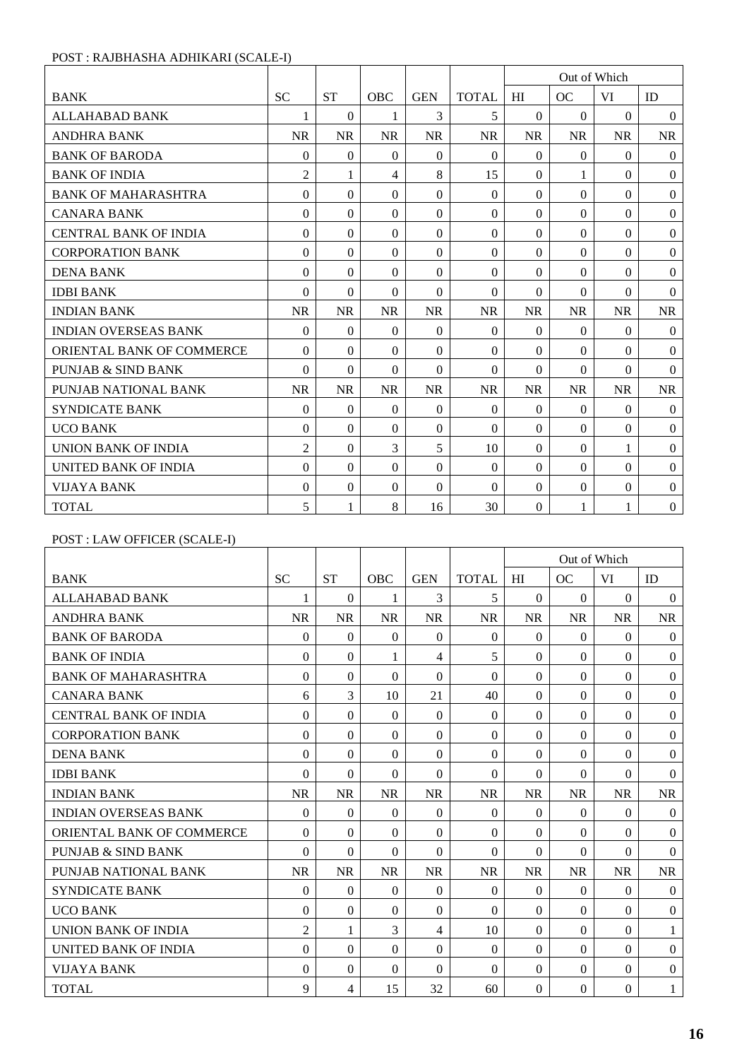POST : RAJBHASHA ADHIKARI (SCALE-I)

| | | | | | | Out of Which | | | |
|---|---|---|---|---|---|---|---|---|---|
| BANK | SC | ST | OBC | GEN | TOTAL | HI | OC | VI | ID |
| ALLAHABAD BANK | 1 | 0 | 1 | 3 | 5 | 0 | 0 | 0 | 0 |
| ANDHRA BANK | NR | NR | NR | NR | NR | NR | NR | NR | NR |
| BANK OF BARODA | 0 | 0 | 0 | 0 | 0 | 0 | 0 | 0 | 0 |
| BANK OF INDIA | 2 | 1 | 4 | 8 | 15 | 0 | 1 | 0 | 0 |
| BANK OF MAHARASHTRA | 0 | 0 | 0 | 0 | 0 | 0 | 0 | 0 | 0 |
| CANARA BANK | 0 | 0 | 0 | 0 | 0 | 0 | 0 | 0 | 0 |
| CENTRAL BANK OF INDIA | 0 | 0 | 0 | 0 | 0 | 0 | 0 | 0 | 0 |
| CORPORATION BANK | 0 | 0 | 0 | 0 | 0 | 0 | 0 | 0 | 0 |
| DENA BANK | 0 | 0 | 0 | 0 | 0 | 0 | 0 | 0 | 0 |
| IDBI BANK | 0 | 0 | 0 | 0 | 0 | 0 | 0 | 0 | 0 |
| INDIAN BANK | NR | NR | NR | NR | NR | NR | NR | NR | NR |
| INDIAN OVERSEAS BANK | 0 | 0 | 0 | 0 | 0 | 0 | 0 | 0 | 0 |
| ORIENTAL BANK OF COMMERCE | 0 | 0 | 0 | 0 | 0 | 0 | 0 | 0 | 0 |
| PUNJAB & SIND BANK | 0 | 0 | 0 | 0 | 0 | 0 | 0 | 0 | 0 |
| PUNJAB NATIONAL BANK | NR | NR | NR | NR | NR | NR | NR | NR | NR |
| SYNDICATE BANK | 0 | 0 | 0 | 0 | 0 | 0 | 0 | 0 | 0 |
| UCO BANK | 0 | 0 | 0 | 0 | 0 | 0 | 0 | 0 | 0 |
| UNION BANK OF INDIA | 2 | 0 | 3 | 5 | 10 | 0 | 0 | 1 | 0 |
| UNITED BANK OF INDIA | 0 | 0 | 0 | 0 | 0 | 0 | 0 | 0 | 0 |
| VIJAYA BANK | 0 | 0 | 0 | 0 | 0 | 0 | 0 | 0 | 0 |
| TOTAL | 5 | 1 | 8 | 16 | 30 | 0 | 1 | 1 | 0 |

POST : LAW OFFICER (SCALE-I)

| | | | | | | Out of Which | | | |
|---|---|---|---|---|---|---|---|---|---|
| BANK | SC | ST | OBC | GEN | TOTAL | HI | OC | VI | ID |
| ALLAHABAD BANK | 1 | 0 | 1 | 3 | 5 | 0 | 0 | 0 | 0 |
| ANDHRA BANK | NR | NR | NR | NR | NR | NR | NR | NR | NR |
| BANK OF BARODA | 0 | 0 | 0 | 0 | 0 | 0 | 0 | 0 | 0 |
| BANK OF INDIA | 0 | 0 | 1 | 4 | 5 | 0 | 0 | 0 | 0 |
| BANK OF MAHARASHTRA | 0 | 0 | 0 | 0 | 0 | 0 | 0 | 0 | 0 |
| CANARA BANK | 6 | 3 | 10 | 21 | 40 | 0 | 0 | 0 | 0 |
| CENTRAL BANK OF INDIA | 0 | 0 | 0 | 0 | 0 | 0 | 0 | 0 | 0 |
| CORPORATION BANK | 0 | 0 | 0 | 0 | 0 | 0 | 0 | 0 | 0 |
| DENA BANK | 0 | 0 | 0 | 0 | 0 | 0 | 0 | 0 | 0 |
| IDBI BANK | 0 | 0 | 0 | 0 | 0 | 0 | 0 | 0 | 0 |
| INDIAN BANK | NR | NR | NR | NR | NR | NR | NR | NR | NR |
| INDIAN OVERSEAS BANK | 0 | 0 | 0 | 0 | 0 | 0 | 0 | 0 | 0 |
| ORIENTAL BANK OF COMMERCE | 0 | 0 | 0 | 0 | 0 | 0 | 0 | 0 | 0 |
| PUNJAB & SIND BANK | 0 | 0 | 0 | 0 | 0 | 0 | 0 | 0 | 0 |
| PUNJAB NATIONAL BANK | NR | NR | NR | NR | NR | NR | NR | NR | NR |
| SYNDICATE BANK | 0 | 0 | 0 | 0 | 0 | 0 | 0 | 0 | 0 |
| UCO BANK | 0 | 0 | 0 | 0 | 0 | 0 | 0 | 0 | 0 |
| UNION BANK OF INDIA | 2 | 1 | 3 | 4 | 10 | 0 | 0 | 0 | 1 |
| UNITED BANK OF INDIA | 0 | 0 | 0 | 0 | 0 | 0 | 0 | 0 | 0 |
| VIJAYA BANK | 0 | 0 | 0 | 0 | 0 | 0 | 0 | 0 | 0 |
| TOTAL | 9 | 4 | 15 | 32 | 60 | 0 | 0 | 0 | 1 |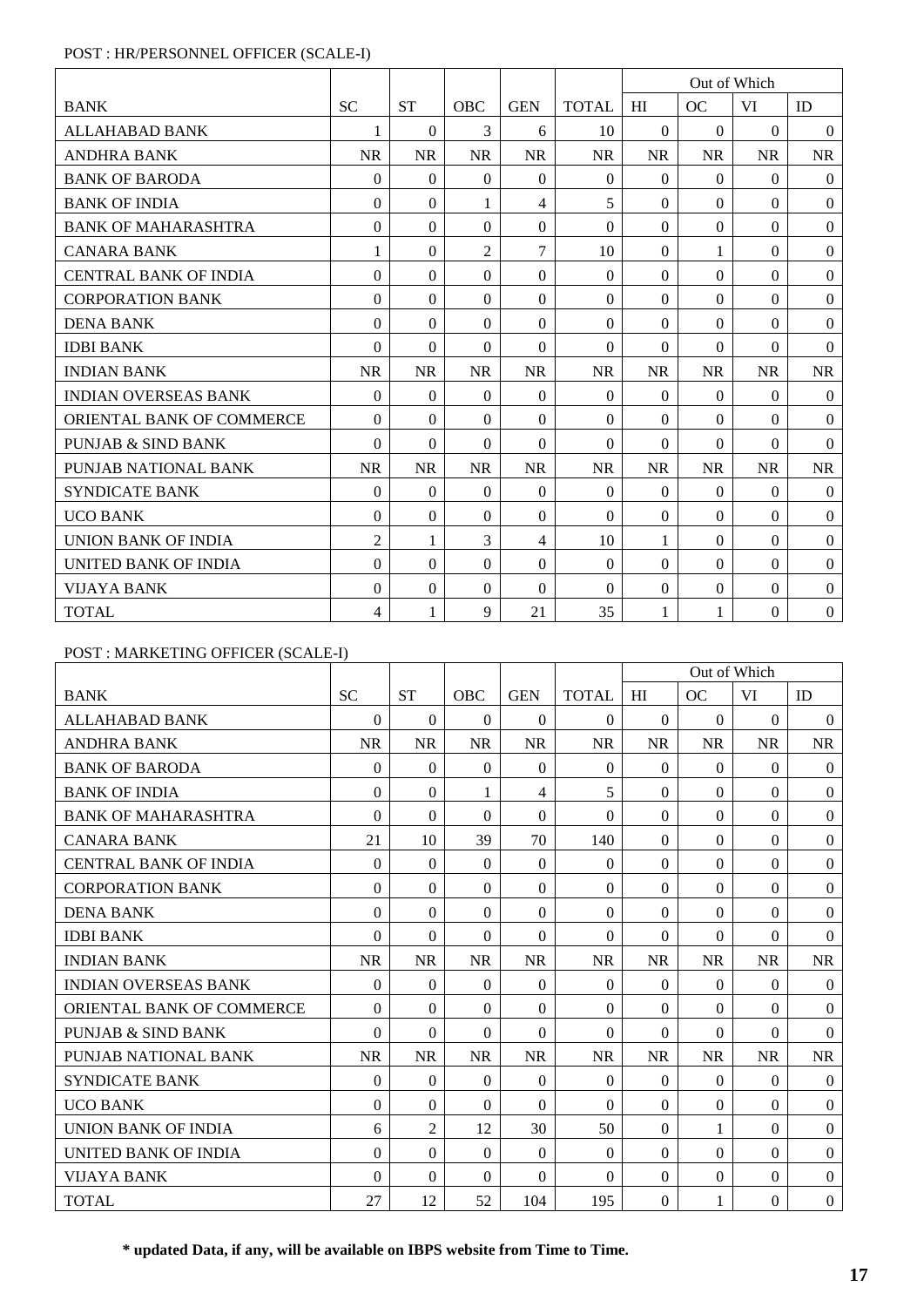POST : HR/PERSONNEL OFFICER (SCALE-I)

| BANK | SC | ST | OBC | GEN | TOTAL | Out of Which | | | |
|---|---|---|---|---|---|---|---|---|---|
| | | | | | | HI | OC | VI | ID |
| ALLAHABAD BANK | 1 | 0 | 3 | 6 | 10 | 0 | 0 | 0 | 0 |
| ANDHRA BANK | NR | NR | NR | NR | NR | NR | NR | NR | NR |
| BANK OF BARODA | 0 | 0 | 0 | 0 | 0 | 0 | 0 | 0 | 0 |
| BANK OF INDIA | 0 | 0 | 1 | 4 | 5 | 0 | 0 | 0 | 0 |
| BANK OF MAHARASHTRA | 0 | 0 | 0 | 0 | 0 | 0 | 0 | 0 | 0 |
| CANARA BANK | 1 | 0 | 2 | 7 | 10 | 0 | 1 | 0 | 0 |
| CENTRAL BANK OF INDIA | 0 | 0 | 0 | 0 | 0 | 0 | 0 | 0 | 0 |
| CORPORATION BANK | 0 | 0 | 0 | 0 | 0 | 0 | 0 | 0 | 0 |
| DENA BANK | 0 | 0 | 0 | 0 | 0 | 0 | 0 | 0 | 0 |
| IDBI BANK | 0 | 0 | 0 | 0 | 0 | 0 | 0 | 0 | 0 |
| INDIAN BANK | NR | NR | NR | NR | NR | NR | NR | NR | NR |
| INDIAN OVERSEAS BANK | 0 | 0 | 0 | 0 | 0 | 0 | 0 | 0 | 0 |
| ORIENTAL BANK OF COMMERCE | 0 | 0 | 0 | 0 | 0 | 0 | 0 | 0 | 0 |
| PUNJAB & SIND BANK | 0 | 0 | 0 | 0 | 0 | 0 | 0 | 0 | 0 |
| PUNJAB NATIONAL BANK | NR | NR | NR | NR | NR | NR | NR | NR | NR |
| SYNDICATE BANK | 0 | 0 | 0 | 0 | 0 | 0 | 0 | 0 | 0 |
| UCO BANK | 0 | 0 | 0 | 0 | 0 | 0 | 0 | 0 | 0 |
| UNION BANK OF INDIA | 2 | 1 | 3 | 4 | 10 | 1 | 0 | 0 | 0 |
| UNITED BANK OF INDIA | 0 | 0 | 0 | 0 | 0 | 0 | 0 | 0 | 0 |
| VIJAYA BANK | 0 | 0 | 0 | 0 | 0 | 0 | 0 | 0 | 0 |
| TOTAL | 4 | 1 | 9 | 21 | 35 | 1 | 1 | 0 | 0 |

POST : MARKETING OFFICER (SCALE-I)

| BANK | SC | ST | OBC | GEN | TOTAL | Out of Which | | | |
|---|---|---|---|---|---|---|---|---|---|
| | | | | | | HI | OC | VI | ID |
| ALLAHABAD BANK | 0 | 0 | 0 | 0 | 0 | 0 | 0 | 0 | 0 |
| ANDHRA BANK | NR | NR | NR | NR | NR | NR | NR | NR | NR |
| BANK OF BARODA | 0 | 0 | 0 | 0 | 0 | 0 | 0 | 0 | 0 |
| BANK OF INDIA | 0 | 0 | 1 | 4 | 5 | 0 | 0 | 0 | 0 |
| BANK OF MAHARASHTRA | 0 | 0 | 0 | 0 | 0 | 0 | 0 | 0 | 0 |
| CANARA BANK | 21 | 10 | 39 | 70 | 140 | 0 | 0 | 0 | 0 |
| CENTRAL BANK OF INDIA | 0 | 0 | 0 | 0 | 0 | 0 | 0 | 0 | 0 |
| CORPORATION BANK | 0 | 0 | 0 | 0 | 0 | 0 | 0 | 0 | 0 |
| DENA BANK | 0 | 0 | 0 | 0 | 0 | 0 | 0 | 0 | 0 |
| IDBI BANK | 0 | 0 | 0 | 0 | 0 | 0 | 0 | 0 | 0 |
| INDIAN BANK | NR | NR | NR | NR | NR | NR | NR | NR | NR |
| INDIAN OVERSEAS BANK | 0 | 0 | 0 | 0 | 0 | 0 | 0 | 0 | 0 |
| ORIENTAL BANK OF COMMERCE | 0 | 0 | 0 | 0 | 0 | 0 | 0 | 0 | 0 |
| PUNJAB & SIND BANK | 0 | 0 | 0 | 0 | 0 | 0 | 0 | 0 | 0 |
| PUNJAB NATIONAL BANK | NR | NR | NR | NR | NR | NR | NR | NR | NR |
| SYNDICATE BANK | 0 | 0 | 0 | 0 | 0 | 0 | 0 | 0 | 0 |
| UCO BANK | 0 | 0 | 0 | 0 | 0 | 0 | 0 | 0 | 0 |
| UNION BANK OF INDIA | 6 | 2 | 12 | 30 | 50 | 0 | 1 | 0 | 0 |
| UNITED BANK OF INDIA | 0 | 0 | 0 | 0 | 0 | 0 | 0 | 0 | 0 |
| VIJAYA BANK | 0 | 0 | 0 | 0 | 0 | 0 | 0 | 0 | 0 |
| TOTAL | 27 | 12 | 52 | 104 | 195 | 0 | 1 | 0 | 0 |

**\* updated Data, if any, will be available on IBPS website from Time to Time.**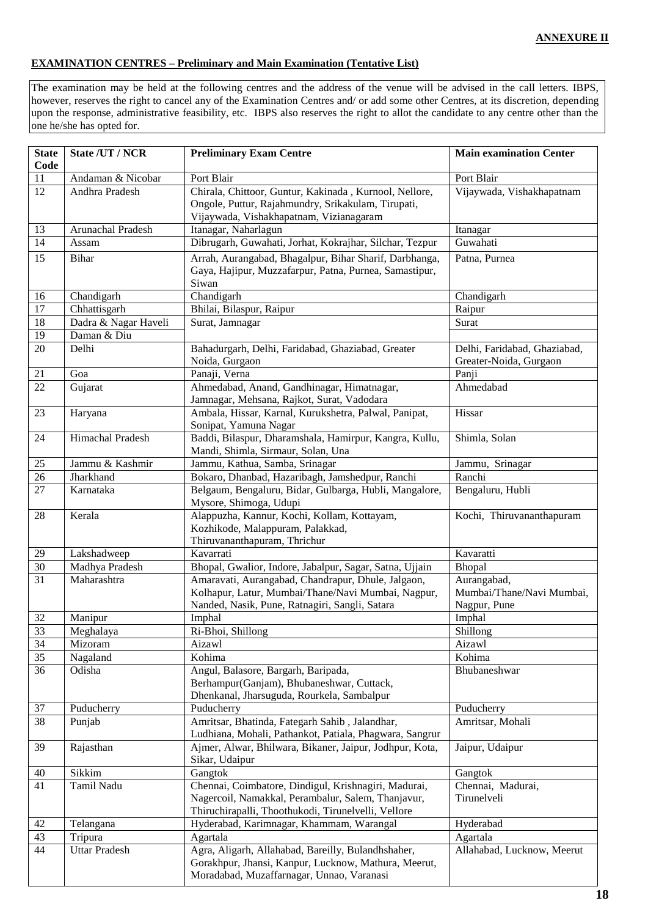**ANNEXURE II**

**EXAMINATION CENTRES – Preliminary and Main Examination (Tentative List)**

The examination may be held at the following centres and the address of the venue will be advised in the call letters. IBPS, however, reserves the right to cancel any of the Examination Centres and/ or add some other Centres, at its discretion, depending upon the response, administrative feasibility, etc. IBPS also reserves the right to allot the candidate to any centre other than the one he/she has opted for.

| State Code | State /UT / NCR | Preliminary Exam Centre | Main examination Center |
|---|---|---|---|
| 11 | Andaman & Nicobar | Port Blair | Port Blair |
| 12 | Andhra Pradesh | Chirala, Chittoor, Guntur, Kakinada , Kurnool, Nellore, Ongole, Puttur, Rajahmundry, Srikakulam, Tirupati, Vijaywada, Vishakhapatnam, Vizianagaram | Vijaywada, Vishakhapatnam |
| 13 | Arunachal Pradesh | Itanagar, Naharlagun | Itanagar |
| 14 | Assam | Dibrugarh, Guwahati, Jorhat, Kokrajhar, Silchar, Tezpur | Guwahati |
| 15 | Bihar | Arrah, Aurangabad, Bhagalpur, Bihar Sharif, Darbhanga, Gaya, Hajipur, Muzzafarpur, Patna, Purnea, Samastipur, Siwan | Patna, Purnea |
| 16 | Chandigarh | Chandigarh | Chandigarh |
| 17 | Chhattisgarh | Bhilai, Bilaspur, Raipur | Raipur |
| 18 | Dadra & Nagar Haveli | Surat, Jamnagar | Surat |
| 19 | Daman & Diu | | |
| 20 | Delhi | Bahadurgarh, Delhi, Faridabad, Ghaziabad, Greater Noida, Gurgaon | Delhi, Faridabad, Ghaziabad, Greater-Noida, Gurgaon |
| 21 | Goa | Panaji, Verna | Panji |
| 22 | Gujarat | Ahmedabad, Anand, Gandhinagar, Himatnagar, Jamnagar, Mehsana, Rajkot, Surat, Vadodara | Ahmedabad |
| 23 | Haryana | Ambala, Hissar, Karnal, Kurukshetra, Palwal, Panipat, Sonipat, Yamuna Nagar | Hissar |
| 24 | Himachal Pradesh | Baddi, Bilaspur, Dharamshala, Hamirpur, Kangra, Kullu, Mandi, Shimla, Sirmaur, Solan, Una | Shimla, Solan |
| 25 | Jammu & Kashmir | Jammu, Kathua, Samba, Srinagar | Jammu, Srinagar |
| 26 | Jharkhand | Bokaro, Dhanbad, Hazaribagh, Jamshedpur, Ranchi | Ranchi |
| 27 | Karnataka | Belgaum, Bengaluru, Bidar, Gulbarga, Hubli, Mangalore, Mysore, Shimoga, Udupi | Bengaluru, Hubli |
| 28 | Kerala | Alappuzha, Kannur, Kochi, Kollam, Kottayam, Kozhikode, Malappuram, Palakkad, Thiruvananthapuram, Thrichur | Kochi, Thiruvananthapuram |
| 29 | Lakshadweep | Kavarrati | Kavaratti |
| 30 | Madhya Pradesh | Bhopal, Gwalior, Indore, Jabalpur, Sagar, Satna, Ujjain | Bhopal |
| 31 | Maharashtra | Amaravati, Aurangabad, Chandrapur, Dhule, Jalgaon, Kolhapur, Latur, Mumbai/Thane/Navi Mumbai, Nagpur, Nanded, Nasik, Pune, Ratnagiri, Sangli, Satara | Aurangabad, Mumbai/Thane/Navi Mumbai, Nagpur, Pune |
| 32 | Manipur | Imphal | Imphal |
| 33 | Meghalaya | Ri-Bhoi, Shillong | Shillong |
| 34 | Mizoram | Aizawl | Aizawl |
| 35 | Nagaland | Kohima | Kohima |
| 36 | Odisha | Angul, Balasore, Bargarh, Baripada, Berhampur(Ganjam), Bhubaneshwar, Cuttack, Dhenkanal, Jharsuguda, Rourkela, Sambalpur | Bhubaneshwar |
| 37 | Puducherry | Puducherry | Puducherry |
| 38 | Punjab | Amritsar, Bhatinda, Fategarh Sahib , Jalandhar, Ludhiana, Mohali, Pathankot, Patiala, Phagwara, Sangrur | Amritsar, Mohali |
| 39 | Rajasthan | Ajmer, Alwar, Bhilwara, Bikaner, Jaipur, Jodhpur, Kota, Sikar, Udaipur | Jaipur, Udaipur |
| 40 | Sikkim | Gangtok | Gangtok |
| 41 | Tamil Nadu | Chennai, Coimbatore, Dindigul, Krishnagiri, Madurai, Nagercoil, Namakkal, Perambalur, Salem, Thanjavur, Thiruchirapalli, Thoothukodi, Tirunelveli, Vellore | Chennai, Madurai, Tirunelveli |
| 42 | Telangana | Hyderabad, Karimnagar, Khammam, Warangal | Hyderabad |
| 43 | Tripura | Agartala | Agartala |
| 44 | Uttar Pradesh | Agra, Aligarh, Allahabad, Bareilly, Bulandhshaher, Gorakhpur, Jhansi, Kanpur, Lucknow, Mathura, Meerut, Moradabad, Muzaffarnagar, Unnao, Varanasi | Allahabad, Lucknow, Meerut |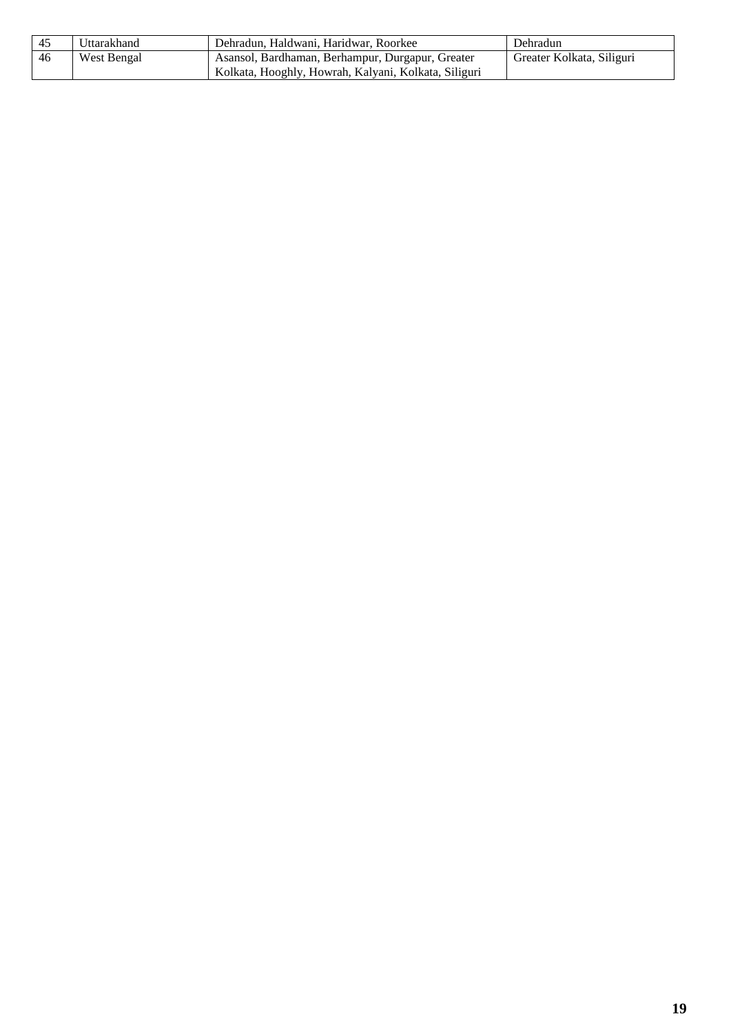| 45 | Uttarakhand | Dehradun, Haldwani, Haridwar, Roorkee | Dehradun |
|---|---|---|---|
| 46 | West Bengal | Asansol, Bardhaman, Berhampur, Durgapur, Greater Kolkata, Hooghly, Howrah, Kalyani, Kolkata, Siliguri | Greater Kolkata, Siliguri |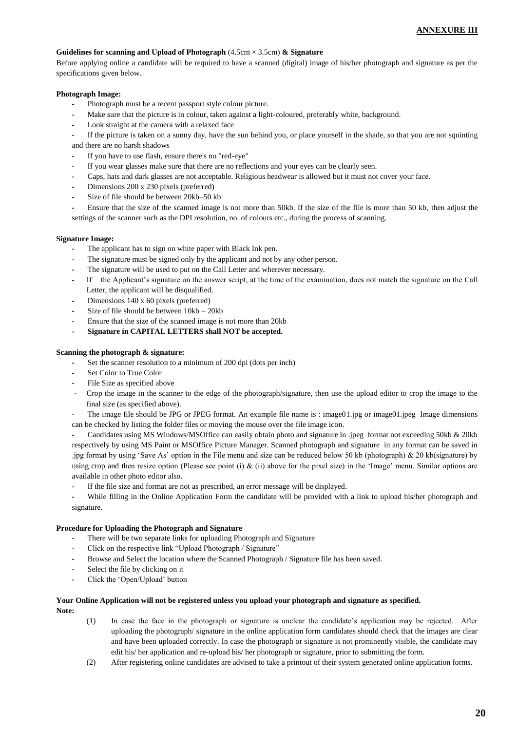**ANNEXURE III**

**Guidelines for scanning and Upload of Photograph** (4.5cm × 3.5cm) **& Signature**

Before applying online a candidate will be required to have a scanned (digital) image of his/her photograph and signature as per the specifications given below.

**Photograph Image:**

- Photograph must be a recent passport style colour picture.
- Make sure that the picture is in colour, taken against a light-coloured, preferably white, background.
- Look straight at the camera with a relaxed face
- If the picture is taken on a sunny day, have the sun behind you, or place yourself in the shade, so that you are not squinting and there are no harsh shadows
- If you have to use flash, ensure there's no "red-eye"
- If you wear glasses make sure that there are no reflections and your eyes can be clearly seen.
- Caps, hats and dark glasses are not acceptable. Religious headwear is allowed but it must not cover your face.
- Dimensions 200 x 230 pixels (preferred)
- Size of file should be between 20kb–50 kb
- Ensure that the size of the scanned image is not more than 50kb. If the size of the file is more than 50 kb, then adjust the settings of the scanner such as the DPI resolution, no. of colours etc., during the process of scanning.

**Signature Image:**

- The applicant has to sign on white paper with Black Ink pen.
- The signature must be signed only by the applicant and not by any other person.
- The signature will be used to put on the Call Letter and wherever necessary.
- If the Applicant's signature on the answer script, at the time of the examination, does not match the signature on the Call Letter, the applicant will be disqualified.
- Dimensions 140 x 60 pixels (preferred)
- Size of file should be between 10kb – 20kb
- Ensure that the size of the scanned image is not more than 20kb
- **Signature in CAPITAL LETTERS shall NOT be accepted.**

**Scanning the photograph & signature:**

- Set the scanner resolution to a minimum of 200 dpi (dots per inch)
- Set Color to True Color
- File Size as specified above
- Crop the image in the scanner to the edge of the photograph/signature, then use the upload editor to crop the image to the final size (as specified above).
- The image file should be JPG or JPEG format. An example file name is : image01.jpg or image01.jpeg Image dimensions can be checked by listing the folder files or moving the mouse over the file image icon.
- Candidates using MS Windows/MSOffice can easily obtain photo and signature in .jpeg format not exceeding 50kb & 20kb respectively by using MS Paint or MSOffice Picture Manager. Scanned photograph and signature in any format can be saved in .jpg format by using 'Save As' option in the File menu and size can be reduced below 50 kb (photograph) & 20 kb(signature) by using crop and then resize option (Please see point (i) & (ii) above for the pixel size) in the 'Image' menu. Similar options are available in other photo editor also.
- If the file size and format are not as prescribed, an error message will be displayed.
- While filling in the Online Application Form the candidate will be provided with a link to upload his/her photograph and signature.

**Procedure for Uploading the Photograph and Signature**

- There will be two separate links for uploading Photograph and Signature
- Click on the respective link "Upload Photograph / Signature"
- Browse and Select the location where the Scanned Photograph / Signature file has been saved.
- Select the file by clicking on it
- Click the 'Open/Upload' button

**Your Online Application will not be registered unless you upload your photograph and signature as specified.**

**Note:**

(1) In case the face in the photograph or signature is unclear the candidate's application may be rejected. After uploading the photograph/ signature in the online application form candidates should check that the images are clear and have been uploaded correctly. In case the photograph or signature is not prominently visible, the candidate may edit his/ her application and re-upload his/ her photograph or signature, prior to submitting the form.

(2) After registering online candidates are advised to take a printout of their system generated online application forms.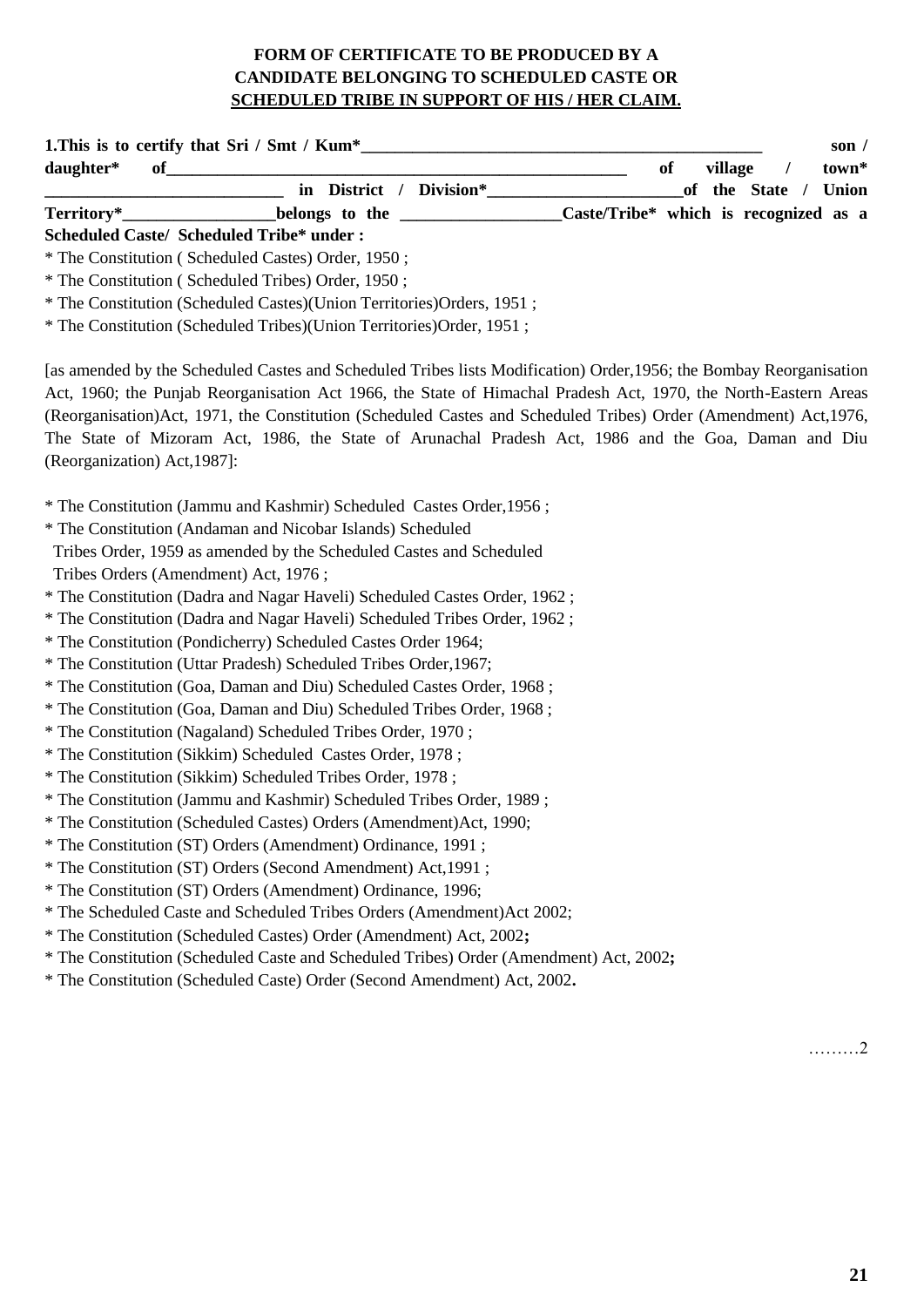**FORM OF CERTIFICATE TO BE PRODUCED BY A CANDIDATE BELONGING TO SCHEDULED CASTE OR SCHEDULED TRIBE IN SUPPORT OF HIS / HER CLAIM.**

**1.This is to certify that Sri / Smt / Kum*_______________________________________________ son / daughter* of_______________________________________________________ of village / town* ____________________________ in District / Division*_______________________of the State / Union Territory*__________________belongs to the __________________Caste/Tribe* which is recognized as a Scheduled Caste/ Scheduled Tribe* under :**

* The Constitution ( Scheduled Castes) Order, 1950 ;
* The Constitution ( Scheduled Tribes) Order, 1950 ;
* The Constitution (Scheduled Castes)(Union Territories)Orders, 1951 ;
* The Constitution (Scheduled Tribes)(Union Territories)Order, 1951 ;

[as amended by the Scheduled Castes and Scheduled Tribes lists Modification) Order,1956; the Bombay Reorganisation Act, 1960; the Punjab Reorganisation Act 1966, the State of Himachal Pradesh Act, 1970, the North-Eastern Areas (Reorganisation)Act, 1971, the Constitution (Scheduled Castes and Scheduled Tribes) Order (Amendment) Act,1976, The State of Mizoram Act, 1986, the State of Arunachal Pradesh Act, 1986 and the Goa, Daman and Diu (Reorganization) Act,1987]:

* The Constitution (Jammu and Kashmir) Scheduled Castes Order,1956 ;
* The Constitution (Andaman and Nicobar Islands) Scheduled Tribes Order, 1959 as amended by the Scheduled Castes and Scheduled Tribes Orders (Amendment) Act, 1976 ;
* The Constitution (Dadra and Nagar Haveli) Scheduled Castes Order, 1962 ;
* The Constitution (Dadra and Nagar Haveli) Scheduled Tribes Order, 1962 ;
* The Constitution (Pondicherry) Scheduled Castes Order 1964;
* The Constitution (Uttar Pradesh) Scheduled Tribes Order,1967;
* The Constitution (Goa, Daman and Diu) Scheduled Castes Order, 1968 ;
* The Constitution (Goa, Daman and Diu) Scheduled Tribes Order, 1968 ;
* The Constitution (Nagaland) Scheduled Tribes Order, 1970 ;
* The Constitution (Sikkim) Scheduled Castes Order, 1978 ;
* The Constitution (Sikkim) Scheduled Tribes Order, 1978 ;
* The Constitution (Jammu and Kashmir) Scheduled Tribes Order, 1989 ;
* The Constitution (Scheduled Castes) Orders (Amendment)Act, 1990;
* The Constitution (ST) Orders (Amendment) Ordinance, 1991 ;
* The Constitution (ST) Orders (Second Amendment) Act,1991 ;
* The Constitution (ST) Orders (Amendment) Ordinance, 1996;
* The Scheduled Caste and Scheduled Tribes Orders (Amendment)Act 2002;
* The Constitution (Scheduled Castes) Order (Amendment) Act, 2002**;**
* The Constitution (Scheduled Caste and Scheduled Tribes) Order (Amendment) Act, 2002**;**
* The Constitution (Scheduled Caste) Order (Second Amendment) Act, 2002**.**

………2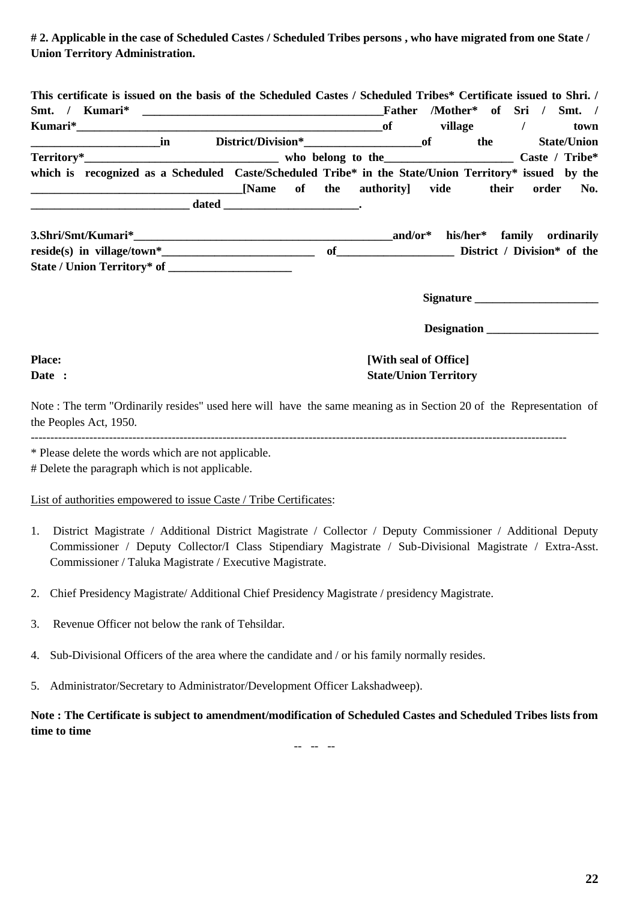**# 2. Applicable in the case of Scheduled Castes / Scheduled Tribes persons , who have migrated from one State / Union Territory Administration.**

**This certificate is issued on the basis of the Scheduled Castes / Scheduled Tribes* Certificate issued to Shri. / Smt. / Kumari* ________________________________________Father /Mother* of Sri / Smt. / Kumari*____________________________________________________of village / town ______________________in District/Division*____________________of the State/Union Territory*_________________________________ who belong to the______________________ Caste / Tribe* which is recognized as a Scheduled Caste/Scheduled Tribe* in the State/Union Territory* issued by the ___________________________________[Name of the authority] vide their order No. ___________________________ dated _______________________.**

**3.Shri/Smt/Kumari*____________________________________________and/or* his/her* family ordinarily reside(s) in village/town*___________________________ of____________________ District / Division* of the State / Union Territory* of _____________________**

**Signature _____________________**

**Designation ___________________**

**Place:**
**Date :**

**[With seal of Office]**
**State/Union Territory**

Note : The term "Ordinarily resides" used here will have the same meaning as in Section 20 of the Representation of the Peoples Act, 1950.

---

\* Please delete the words which are not applicable.
\# Delete the paragraph which is not applicable.

List of authorities empowered to issue Caste / Tribe Certificates:

1. District Magistrate / Additional District Magistrate / Collector / Deputy Commissioner / Additional Deputy Commissioner / Deputy Collector/I Class Stipendiary Magistrate / Sub-Divisional Magistrate / Extra-Asst. Commissioner / Taluka Magistrate / Executive Magistrate.

2. Chief Presidency Magistrate/ Additional Chief Presidency Magistrate / presidency Magistrate.

3. Revenue Officer not below the rank of Tehsildar.

4. Sub-Divisional Officers of the area where the candidate and / or his family normally resides.

5. Administrator/Secretary to Administrator/Development Officer Lakshadweep).

**Note : The Certificate is subject to amendment/modification of Scheduled Castes and Scheduled Tribes lists from time to time**

-- -- --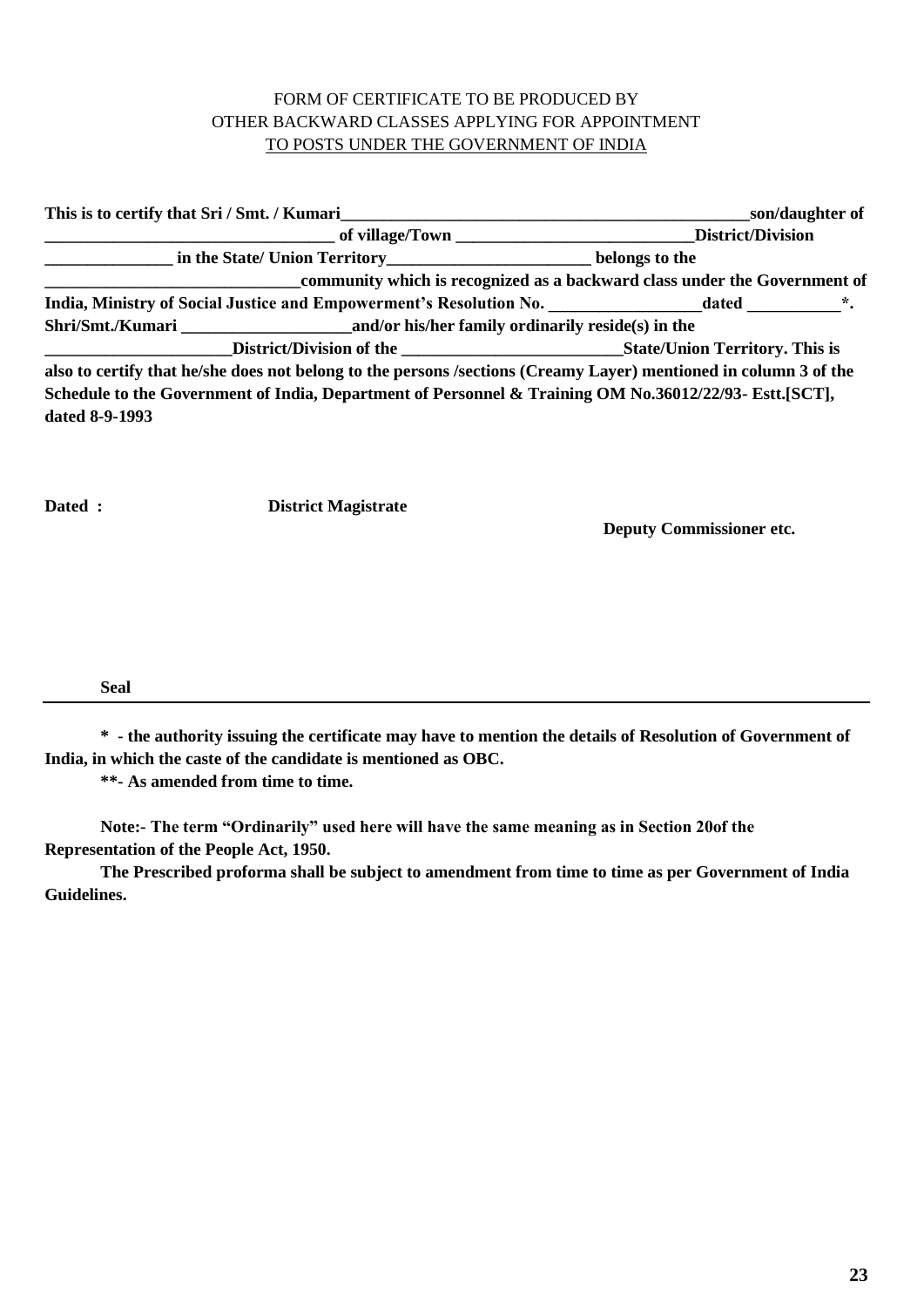FORM OF CERTIFICATE TO BE PRODUCED BY
OTHER BACKWARD CLASSES APPLYING FOR APPOINTMENT
TO POSTS UNDER THE GOVERNMENT OF INDIA

**This is to certify that Sri / Smt. / Kumari__________________________________________________son/daughter of __________________________________ of village/Town ____________________________District/Division _______________ in the State/ Union Territory________________________ belongs to the ______________________________community which is recognized as a backward class under the Government of India, Ministry of Social Justice and Empowerment's Resolution No. __________________dated ___________*. Shri/Smt./Kumari ____________________and/or his/her family ordinarily reside(s) in the ______________________District/Division of the __________________________State/Union Territory. This is also to certify that he/she does not belong to the persons /sections (Creamy Layer) mentioned in column 3 of the Schedule to the Government of India, Department of Personnel & Training OM No.36012/22/93- Estt.[SCT], dated 8-9-1993**

**Dated :** **District Magistrate**

**Deputy Commissioner etc.**

**Seal**

---

**\* - the authority issuing the certificate may have to mention the details of Resolution of Government of India, in which the caste of the candidate is mentioned as OBC.**

**\*\*- As amended from time to time.**

**Note:- The term "Ordinarily" used here will have the same meaning as in Section 20of the Representation of the People Act, 1950.**

**The Prescribed proforma shall be subject to amendment from time to time as per Government of India Guidelines.**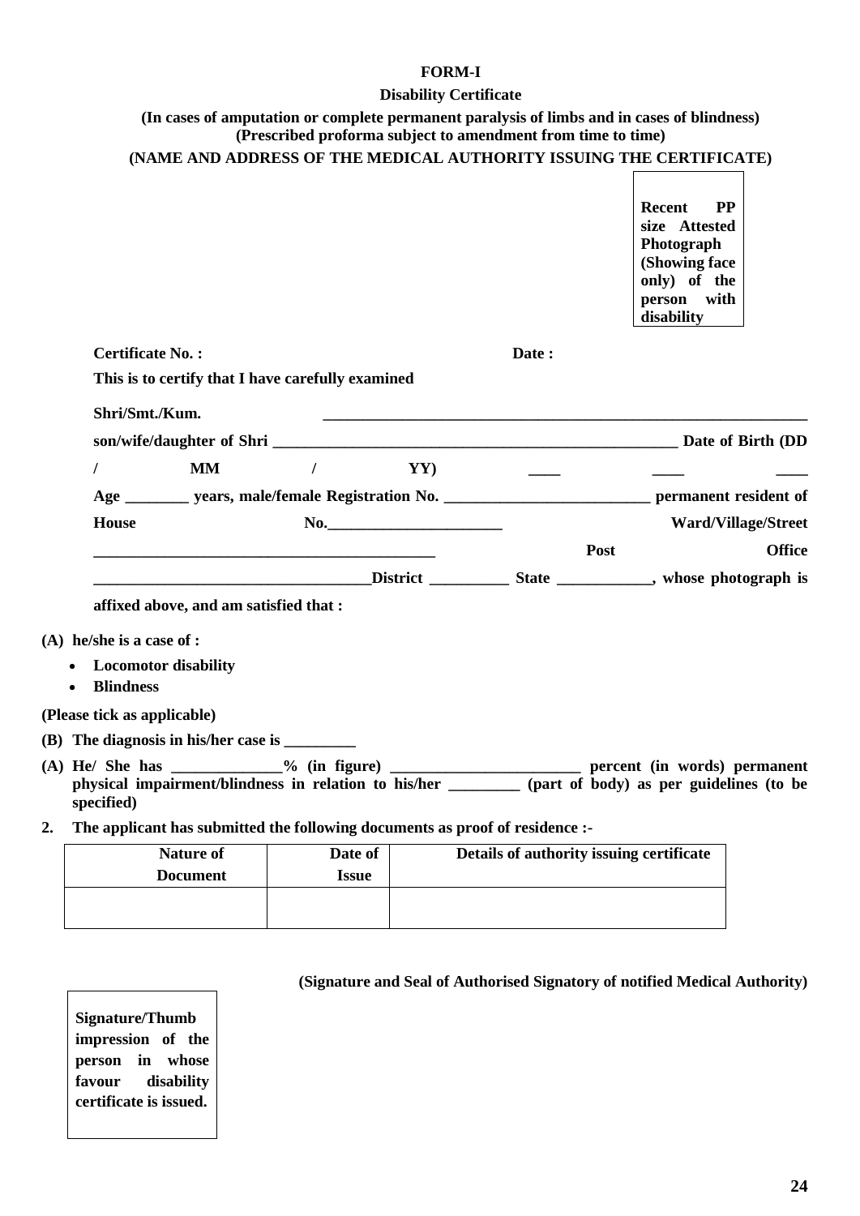**FORM-I**

**Disability Certificate**

**(In cases of amputation or complete permanent paralysis of limbs and in cases of blindness)**
**(Prescribed proforma subject to amendment from time to time)**

**(NAME AND ADDRESS OF THE MEDICAL AUTHORITY ISSUING THE CERTIFICATE)**

| **Recent PP size Attested Photograph (Showing face only) of the person with disability** |
|---|

**Certificate No. :** **Date :**

**This is to certify that I have carefully examined**

**Shri/Smt./Kum.** ______________________________________________________________

**son/wife/daughter of Shri** ______________________________________________________ **Date of Birth (DD / MM / YY)** ____ ____ ____

**Age** ________ **years, male/female Registration No.** __________________________ **permanent resident of House No.**______________________ **Ward/Village/Street** ____________________________________________ **Post Office** __________________________________**District** __________ **State** ____________, **whose photograph is affixed above, and am satisfied that :**

**(A) he/she is a case of :**

- **Locomotor disability**
- **Blindness**

**(Please tick as applicable)**

**(B) The diagnosis in his/her case is** _________

**(A) He/ She has** ______________**% (in figure)** ________________________ **percent (in words) permanent physical impairment/blindness in relation to his/her** _________ **(part of body) as per guidelines (to be specified)**

**2. The applicant has submitted the following documents as proof of residence :-**

| Nature of Document | Date of Issue | Details of authority issuing certificate |
|---|---|---|
| | | |

**(Signature and Seal of Authorised Signatory of notified Medical Authority)**

| **Signature/Thumb impression of the person in whose favour disability certificate is issued.** |
|---|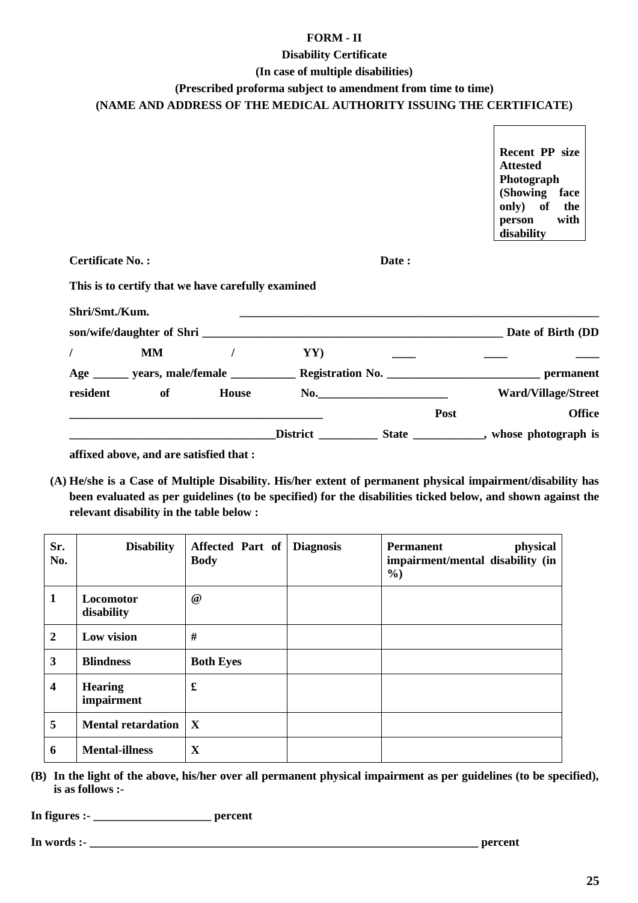**FORM - II**

**Disability Certificate**

**(In case of multiple disabilities)**

**(Prescribed proforma subject to amendment from time to time)**

**(NAME AND ADDRESS OF THE MEDICAL AUTHORITY ISSUING THE CERTIFICATE)**

**Recent PP size Attested Photograph (Showing face only) of the person with disability**

**Certificate No. :** **Date :**

**This is to certify that we have carefully examined**

**Shri/Smt./Kum.** ____________________________________________________________

**son/wife/daughter of Shri** ____________________________________________________ **Date of Birth (DD / MM / YY)** ____ ____ ____

**Age** ______ **years, male/female** ___________ **Registration No.** __________________________ **permanent resident of House No.**_______________________ **Ward/Village/Street** ____________________________________________ **Post Office** ___________________________________**District** __________ **State** ____________**, whose photograph is affixed above, and are satisfied that :**

**(A) He/she is a Case of Multiple Disability. His/her extent of permanent physical impairment/disability has been evaluated as per guidelines (to be specified) for the disabilities ticked below, and shown against the relevant disability in the table below :**

| Sr. No. | Disability | Affected Part of Body | Diagnosis | Permanent physical impairment/mental disability (in %) |
|---|---|---|---|---|
| 1 | Locomotor disability | @ | | |
| 2 | Low vision | # | | |
| 3 | Blindness | Both Eyes | | |
| 4 | Hearing impairment | £ | | |
| 5 | Mental retardation | X | | |
| 6 | Mental-illness | X | | |

**(B) In the light of the above, his/her over all permanent physical impairment as per guidelines (to be specified), is as follows :-**

**In figures :-** ____________________ **percent**

**In words :-** ______________________________________________________________________ **percent**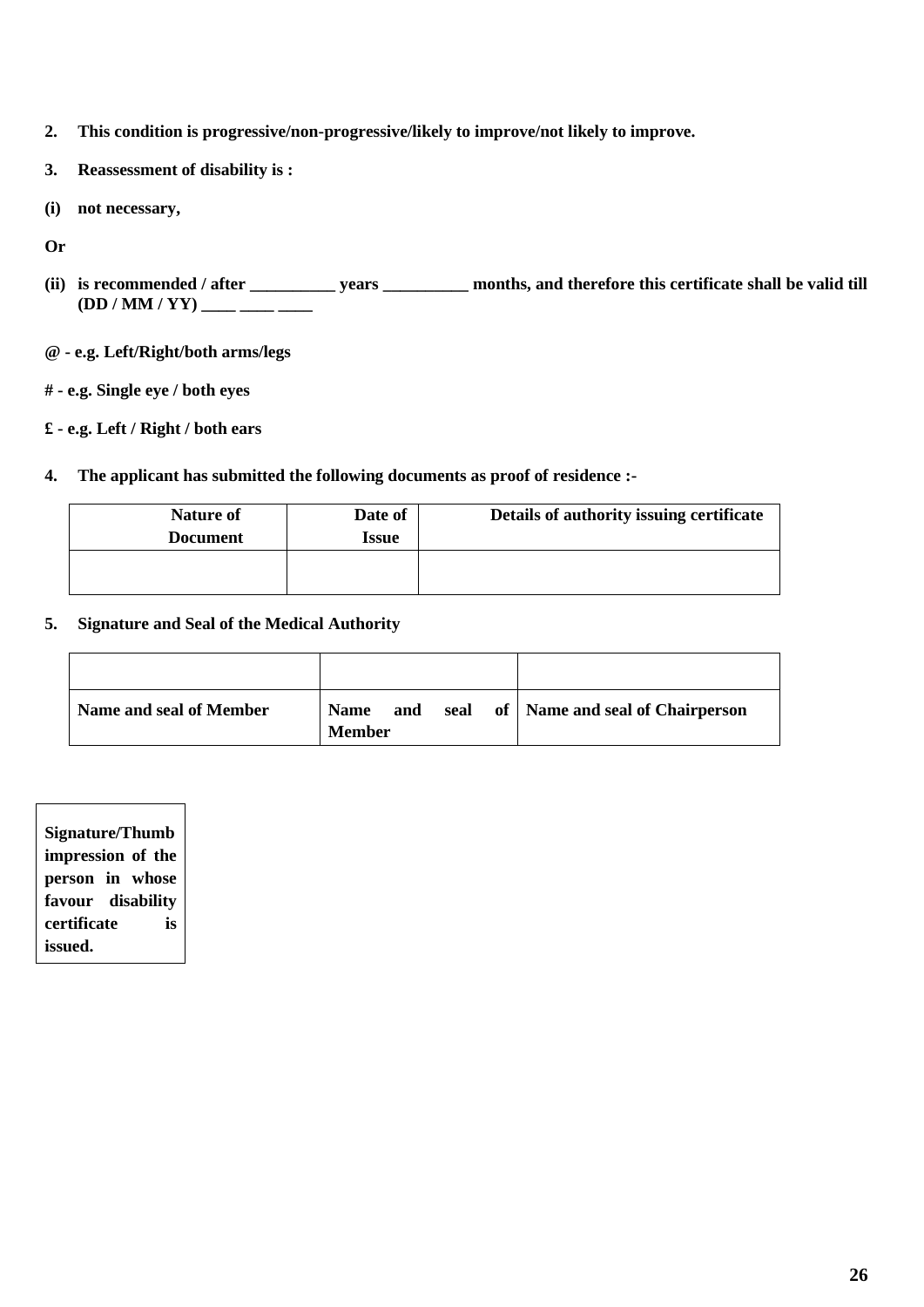**2. This condition is progressive/non-progressive/likely to improve/not likely to improve.**

**3. Reassessment of disability is :**

**(i) not necessary,**

**Or**

**(ii) is recommended / after __________ years __________ months, and therefore this certificate shall be valid till (DD / MM / YY) ____ ____ ____**

**@ - e.g. Left/Right/both arms/legs**

**# - e.g. Single eye / both eyes**

**£ - e.g. Left / Right / both ears**

**4. The applicant has submitted the following documents as proof of residence :-**

| Nature of Document | Date of Issue | Details of authority issuing certificate |
|---|---|---|
| | | |

**5. Signature and Seal of the Medical Authority**

| | | |
|---|---|---|
| **Name and seal of Member** | **Name and seal of Member** | **Name and seal of Chairperson** |

**Signature/Thumb impression of the person in whose favour disability certificate is issued.**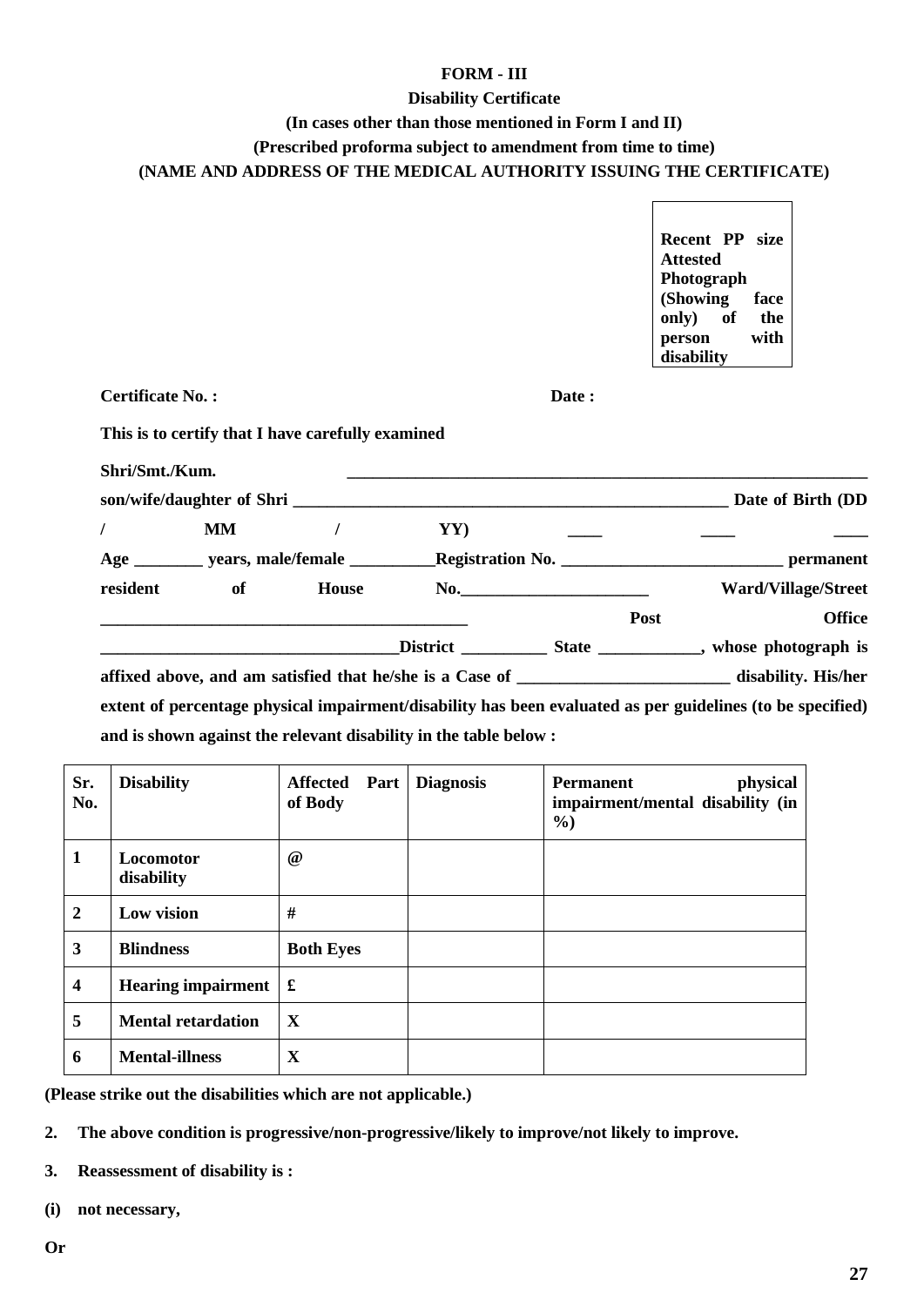**FORM - III**

**Disability Certificate**

**(In cases other than those mentioned in Form I and II)**

**(Prescribed proforma subject to amendment from time to time)**

**(NAME AND ADDRESS OF THE MEDICAL AUTHORITY ISSUING THE CERTIFICATE)**

| Recent PP size Attested Photograph (Showing face only) of the person with disability |
|---|

**Certificate No. :** **Date :**

**This is to certify that I have carefully examined**

**Shri/Smt./Kum.** ________________________________________________________________

**son/wife/daughter of Shri** ______________________________________________________ **Date of Birth (DD / MM / YY)** ____ ____ ____

**Age** ________ **years, male/female** __________**Registration No.** __________________________ **permanent resident of House No.**______________________ **Ward/Village/Street** ___________________________________________ **Post Office** ___________________________________**District** __________ **State** ____________**, whose photograph is affixed above, and am satisfied that he/she is a Case of** _________________________ **disability. His/her extent of percentage physical impairment/disability has been evaluated as per guidelines (to be specified) and is shown against the relevant disability in the table below :**

| Sr. No. | Disability | Affected Part of Body | Diagnosis | Permanent physical impairment/mental disability (in %) |
|---|---|---|---|---|
| 1 | Locomotor disability | @ | | |
| 2 | Low vision | # | | |
| 3 | Blindness | Both Eyes | | |
| 4 | Hearing impairment | £ | | |
| 5 | Mental retardation | X | | |
| 6 | Mental-illness | X | | |

**(Please strike out the disabilities which are not applicable.)**

**2. The above condition is progressive/non-progressive/likely to improve/not likely to improve.**

**3. Reassessment of disability is :**

**(i) not necessary,**

**Or**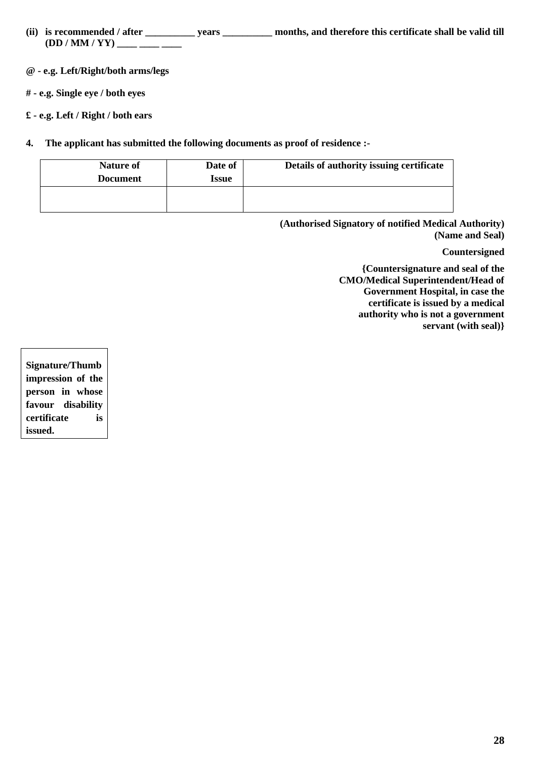**(ii) is recommended / after __________ years __________ months, and therefore this certificate shall be valid till (DD / MM / YY) ____ ____ ____**

**@ - e.g. Left/Right/both arms/legs**

**# - e.g. Single eye / both eyes**

**£ - e.g. Left / Right / both ears**

**4. The applicant has submitted the following documents as proof of residence :-**

| Nature of Document | Date of Issue | Details of authority issuing certificate |
|---|---|---|
| | | |

**(Authorised Signatory of notified Medical Authority)**
**(Name and Seal)**

**Countersigned**

**{Countersignature and seal of the CMO/Medical Superintendent/Head of Government Hospital, in case the certificate is issued by a medical authority who is not a government servant (with seal)}**

**Signature/Thumb impression of the person in whose favour disability certificate is issued.**